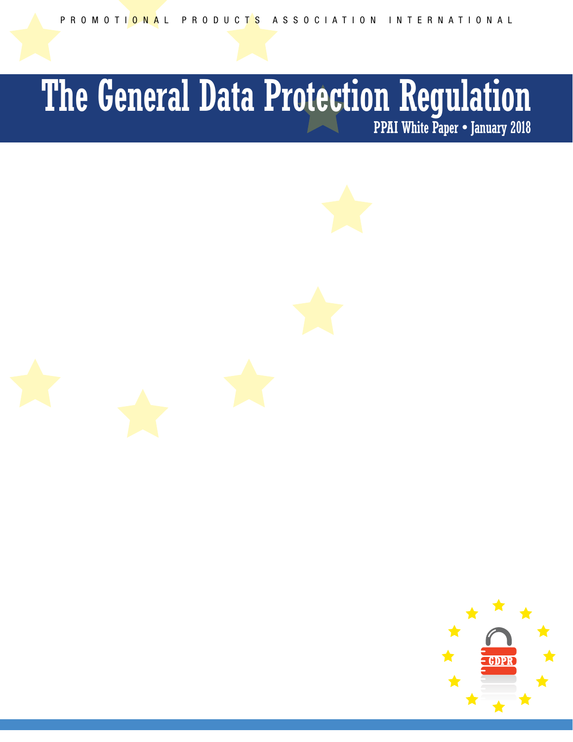PROMOTIONAL PRODUCTS ASSOCIATION INTERNATIONAL

# The General Data Protection Regulation

PPAI White Paper • January 2018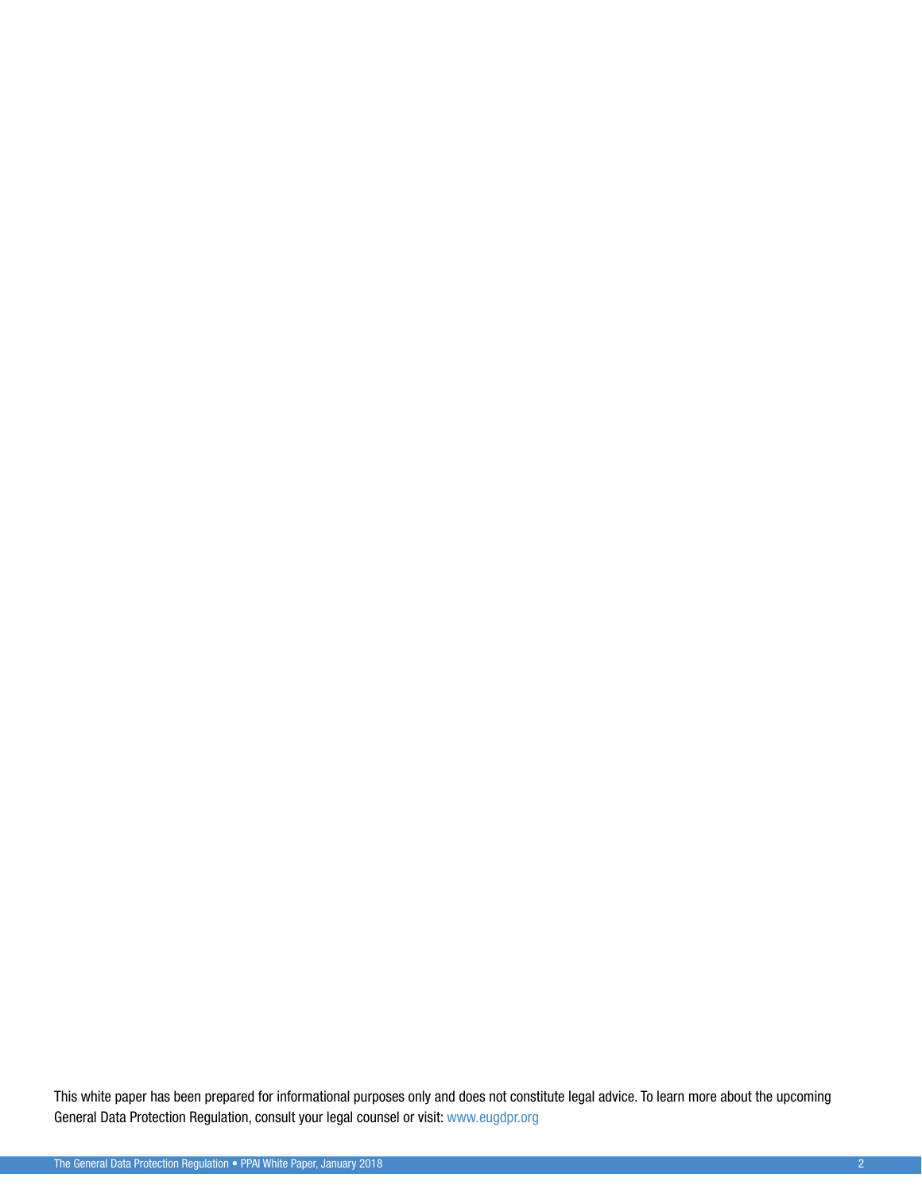This white paper has been prepared for informational purposes only and does not constitute legal advice. To learn more about the upcoming General Data Protection Regulation, consult your legal counsel or visit: www.eugdpr.org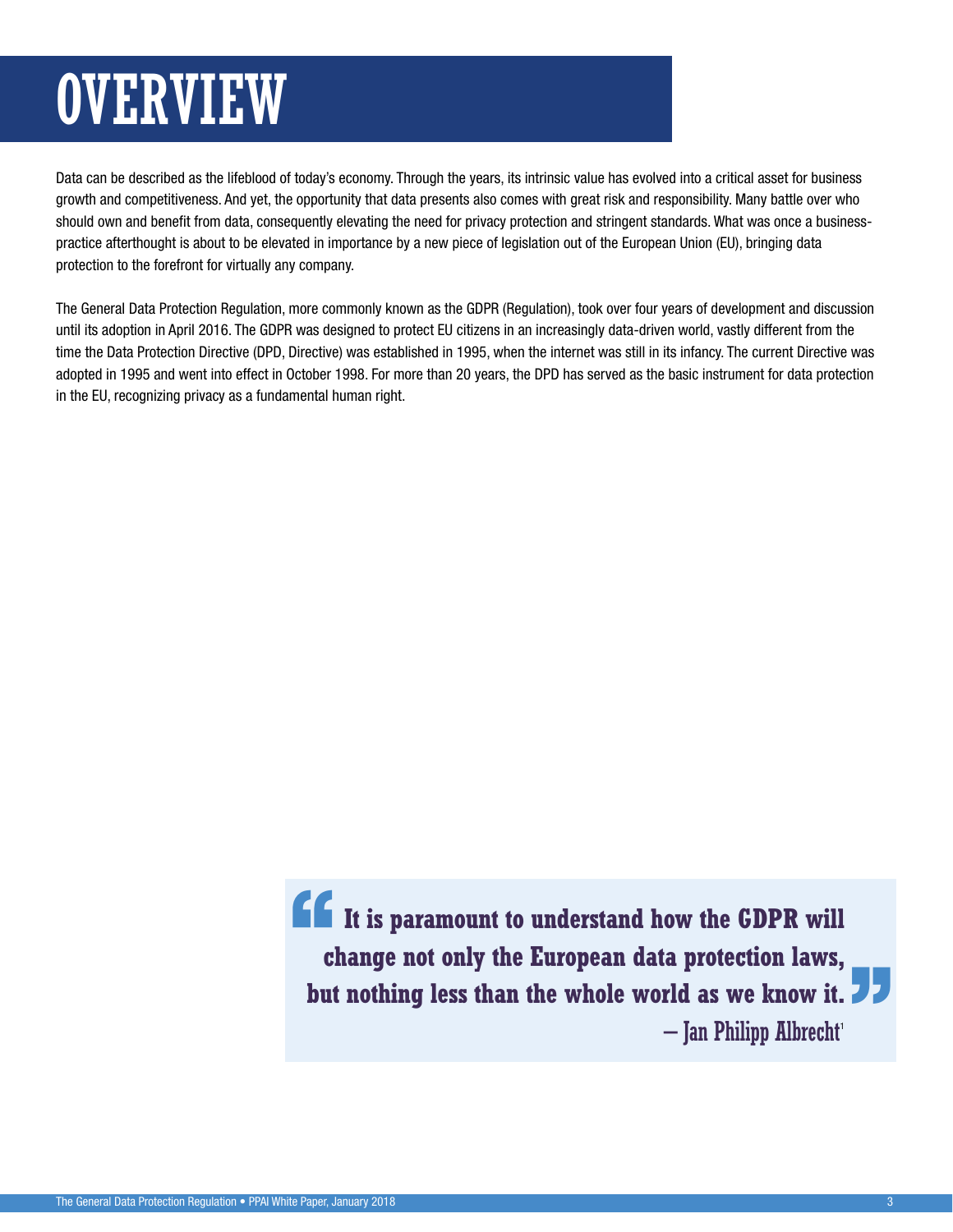# OVERVIEW

Data can be described as the lifeblood of today's economy. Through the years, its intrinsic value has evolved into a critical asset for business growth and competitiveness. And yet, the opportunity that data presents also comes with great risk and responsibility. Many battle over who should own and benefit from data, consequently elevating the need for privacy protection and stringent standards. What was once a business-practice afterthought is about to be elevated in importance by a new piece of legislation out of the European Union (EU), bringing data protection to the forefront for virtually any company.

The General Data Protection Regulation, more commonly known as the GDPR (Regulation), took over four years of development and discussion until its adoption in April 2016. The GDPR was designed to protect EU citizens in an increasingly data-driven world, vastly different from the time the Data Protection Directive (DPD, Directive) was established in 1995, when the internet was still in its infancy. The current Directive was adopted in 1995 and went into effect in October 1998. For more than 20 years, the DPD has served as the basic instrument for data protection in the EU, recognizing privacy as a fundamental human right.

> **"It is paramount to understand how the GDPR will change not only the European data protection laws, but nothing less than the whole world as we know it."**
>
> – Jan Philipp Albrecht[1]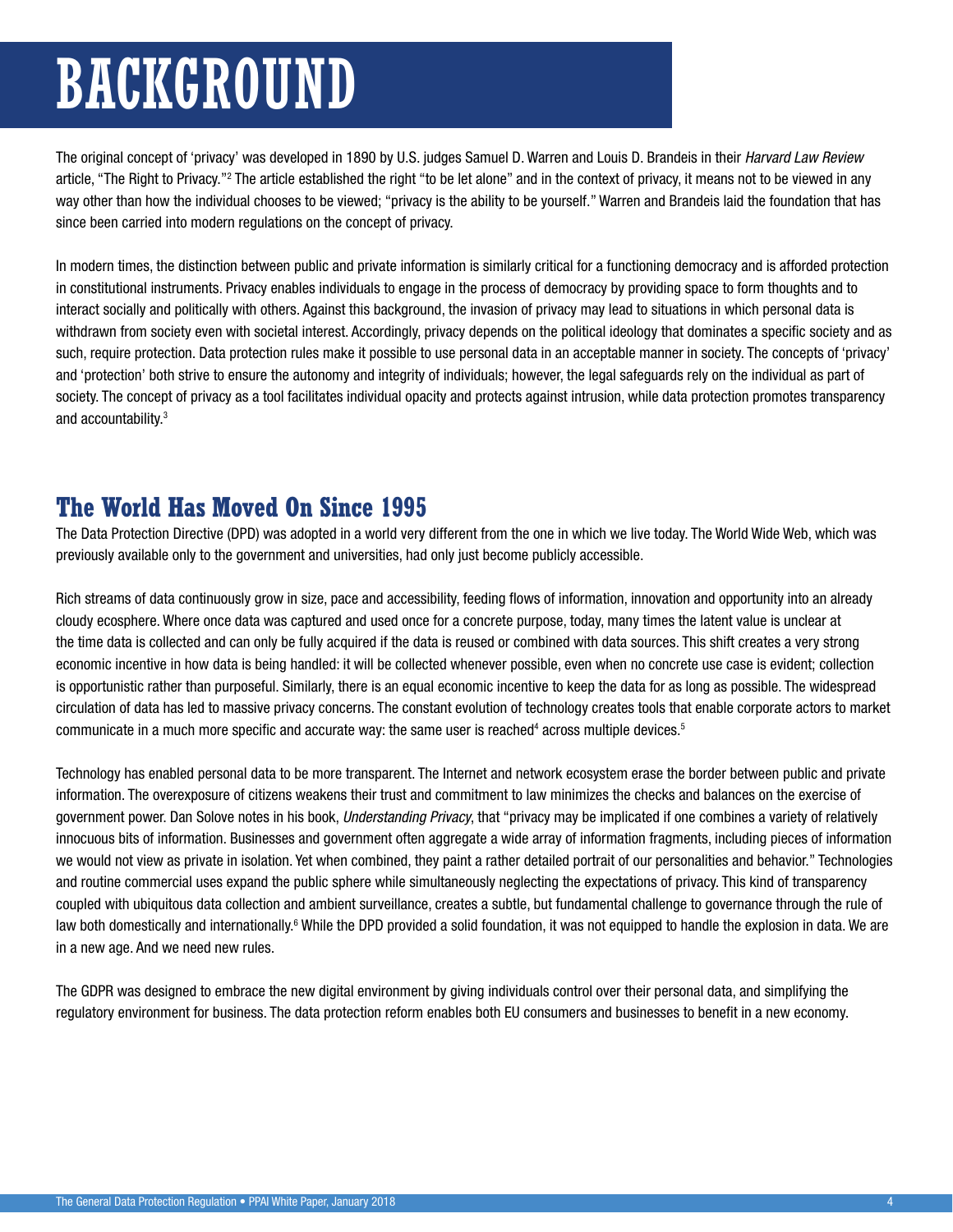# BACKGROUND

The original concept of 'privacy' was developed in 1890 by U.S. judges Samuel D. Warren and Louis D. Brandeis in their *Harvard Law Review* article, "The Right to Privacy."[2] The article established the right "to be let alone" and in the context of privacy, it means not to be viewed in any way other than how the individual chooses to be viewed; "privacy is the ability to be yourself." Warren and Brandeis laid the foundation that has since been carried into modern regulations on the concept of privacy.

In modern times, the distinction between public and private information is similarly critical for a functioning democracy and is afforded protection in constitutional instruments. Privacy enables individuals to engage in the process of democracy by providing space to form thoughts and to interact socially and politically with others. Against this background, the invasion of privacy may lead to situations in which personal data is withdrawn from society even with societal interest. Accordingly, privacy depends on the political ideology that dominates a specific society and as such, require protection. Data protection rules make it possible to use personal data in an acceptable manner in society. The concepts of 'privacy' and 'protection' both strive to ensure the autonomy and integrity of individuals; however, the legal safeguards rely on the individual as part of society. The concept of privacy as a tool facilitates individual opacity and protects against intrusion, while data protection promotes transparency and accountability.[3]

## The World Has Moved On Since 1995

The Data Protection Directive (DPD) was adopted in a world very different from the one in which we live today. The World Wide Web, which was previously available only to the government and universities, had only just become publicly accessible.

Rich streams of data continuously grow in size, pace and accessibility, feeding flows of information, innovation and opportunity into an already cloudy ecosphere. Where once data was captured and used once for a concrete purpose, today, many times the latent value is unclear at the time data is collected and can only be fully acquired if the data is reused or combined with data sources. This shift creates a very strong economic incentive in how data is being handled: it will be collected whenever possible, even when no concrete use case is evident; collection is opportunistic rather than purposeful. Similarly, there is an equal economic incentive to keep the data for as long as possible. The widespread circulation of data has led to massive privacy concerns. The constant evolution of technology creates tools that enable corporate actors to market communicate in a much more specific and accurate way: the same user is reached[4] across multiple devices.[5]

Technology has enabled personal data to be more transparent. The Internet and network ecosystem erase the border between public and private information. The overexposure of citizens weakens their trust and commitment to law minimizes the checks and balances on the exercise of government power. Dan Solove notes in his book, *Understanding Privacy*, that "privacy may be implicated if one combines a variety of relatively innocuous bits of information. Businesses and government often aggregate a wide array of information fragments, including pieces of information we would not view as private in isolation. Yet when combined, they paint a rather detailed portrait of our personalities and behavior." Technologies and routine commercial uses expand the public sphere while simultaneously neglecting the expectations of privacy. This kind of transparency coupled with ubiquitous data collection and ambient surveillance, creates a subtle, but fundamental challenge to governance through the rule of law both domestically and internationally.[6] While the DPD provided a solid foundation, it was not equipped to handle the explosion in data. We are in a new age. And we need new rules.

The GDPR was designed to embrace the new digital environment by giving individuals control over their personal data, and simplifying the regulatory environment for business. The data protection reform enables both EU consumers and businesses to benefit in a new economy.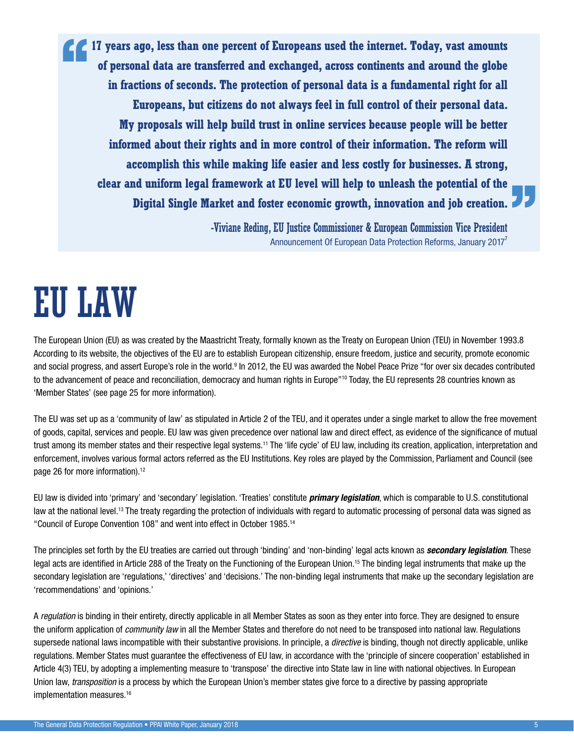> **17 years ago, less than one percent of Europeans used the internet. Today, vast amounts of personal data are transferred and exchanged, across continents and around the globe in fractions of seconds. The protection of personal data is a fundamental right for all Europeans, but citizens do not always feel in full control of their personal data. My proposals will help build trust in online services because people will be better informed about their rights and in more control of their information. The reform will accomplish this while making life easier and less costly for businesses. A strong, clear and uniform legal framework at EU level will help to unleash the potential of the Digital Single Market and foster economic growth, innovation and job creation.**
>
> -Viviane Reding, EU Justice Commissioner & European Commission Vice President
> Announcement Of European Data Protection Reforms, January 2017[7]

# EU LAW

The European Union (EU) as was created by the Maastricht Treaty, formally known as the Treaty on European Union (TEU) in November 1993.8 According to its website, the objectives of the EU are to establish European citizenship, ensure freedom, justice and security, promote economic and social progress, and assert Europe's role in the world.[9] In 2012, the EU was awarded the Nobel Peace Prize "for over six decades contributed to the advancement of peace and reconciliation, democracy and human rights in Europe"[10] Today, the EU represents 28 countries known as 'Member States' (see page 25 for more information).

The EU was set up as a 'community of law' as stipulated in Article 2 of the TEU, and it operates under a single market to allow the free movement of goods, capital, services and people. EU law was given precedence over national law and direct effect, as evidence of the significance of mutual trust among its member states and their respective legal systems.[11] The 'life cycle' of EU law, including its creation, application, interpretation and enforcement, involves various formal actors referred as the EU Institutions. Key roles are played by the Commission, Parliament and Council (see page 26 for more information).[12]

EU law is divided into 'primary' and 'secondary' legislation. 'Treaties' constitute ***primary legislation***, which is comparable to U.S. constitutional law at the national level.[13] The treaty regarding the protection of individuals with regard to automatic processing of personal data was signed as "Council of Europe Convention 108" and went into effect in October 1985.[14]

The principles set forth by the EU treaties are carried out through 'binding' and 'non-binding' legal acts known as ***secondary legislation***. These legal acts are identified in Article 288 of the Treaty on the Functioning of the European Union.[15] The binding legal instruments that make up the secondary legislation are 'regulations,' 'directives' and 'decisions.' The non-binding legal instruments that make up the secondary legislation are 'recommendations' and 'opinions.'

A *regulation* is binding in their entirety, directly applicable in all Member States as soon as they enter into force. They are designed to ensure the uniform application of *community law* in all the Member States and therefore do not need to be transposed into national law. Regulations supersede national laws incompatible with their substantive provisions. In principle, a *directive* is binding, though not directly applicable, unlike regulations. Member States must guarantee the effectiveness of EU law, in accordance with the 'principle of sincere cooperation' established in Article 4(3) TEU, by adopting a implementing measure to 'transpose' the directive into State law in line with national objectives. In European Union law, *transposition* is a process by which the European Union's member states give force to a directive by passing appropriate implementation measures.[16]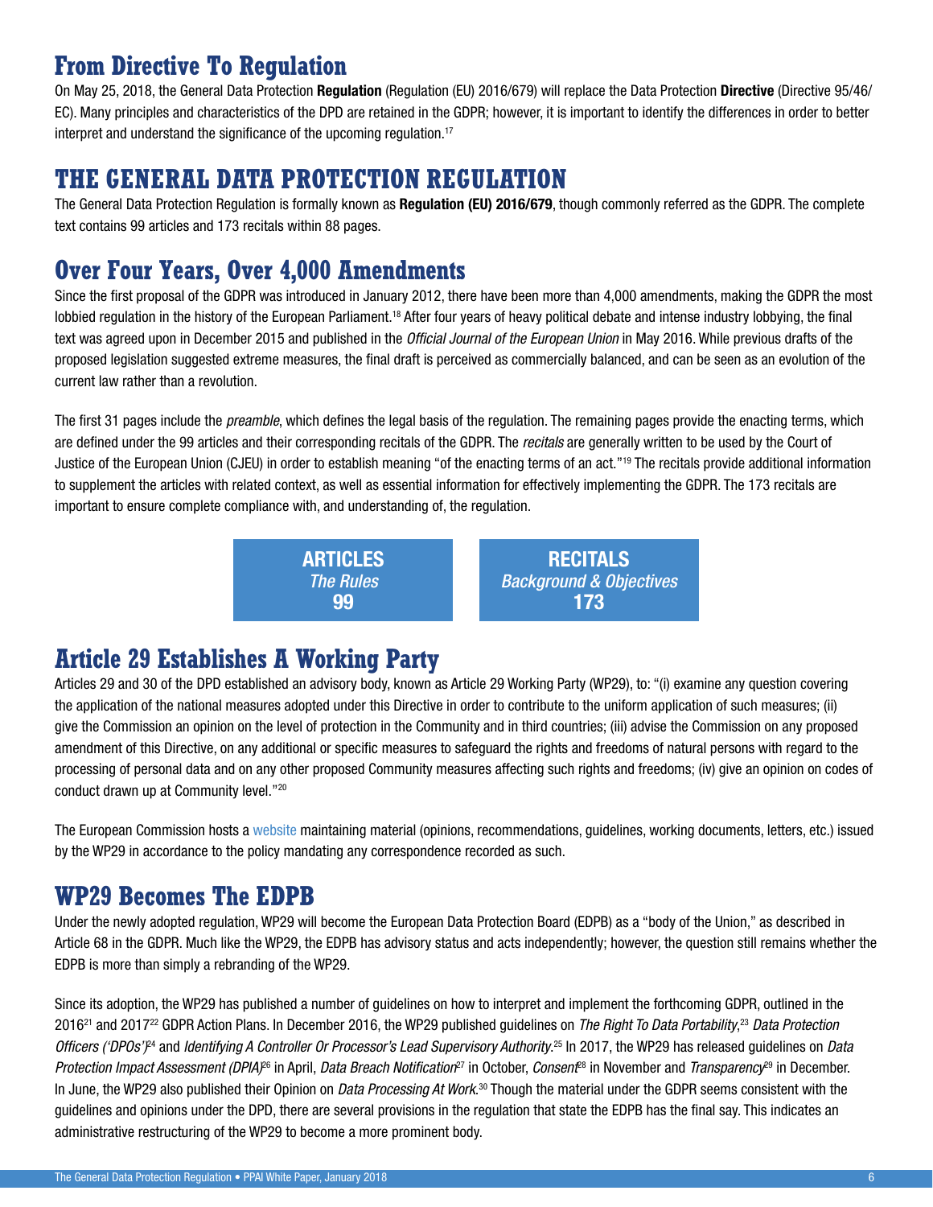## From Directive To Regulation

On May 25, 2018, the General Data Protection **Regulation** (Regulation (EU) 2016/679) will replace the Data Protection **Directive** (Directive 95/46/EC). Many principles and characteristics of the DPD are retained in the GDPR; however, it is important to identify the differences in order to better interpret and understand the significance of the upcoming regulation.[17]

## THE GENERAL DATA PROTECTION REGULATION

The General Data Protection Regulation is formally known as **Regulation (EU) 2016/679**, though commonly referred as the GDPR. The complete text contains 99 articles and 173 recitals within 88 pages.

## Over Four Years, Over 4,000 Amendments

Since the first proposal of the GDPR was introduced in January 2012, there have been more than 4,000 amendments, making the GDPR the most lobbied regulation in the history of the European Parliament.[18] After four years of heavy political debate and intense industry lobbying, the final text was agreed upon in December 2015 and published in the *Official Journal of the European Union* in May 2016. While previous drafts of the proposed legislation suggested extreme measures, the final draft is perceived as commercially balanced, and can be seen as an evolution of the current law rather than a revolution.

The first 31 pages include the *preamble*, which defines the legal basis of the regulation. The remaining pages provide the enacting terms, which are defined under the 99 articles and their corresponding recitals of the GDPR. The *recitals* are generally written to be used by the Court of Justice of the European Union (CJEU) in order to establish meaning "of the enacting terms of an act."[19] The recitals provide additional information to supplement the articles with related context, as well as essential information for effectively implementing the GDPR. The 173 recitals are important to ensure complete compliance with, and understanding of, the regulation.

| **ARTICLES** *The Rules* **99** | **RECITALS** *Background & Objectives* **173** |
|---|---|

## Article 29 Establishes A Working Party

Articles 29 and 30 of the DPD established an advisory body, known as Article 29 Working Party (WP29), to: "(i) examine any question covering the application of the national measures adopted under this Directive in order to contribute to the uniform application of such measures; (ii) give the Commission an opinion on the level of protection in the Community and in third countries; (iii) advise the Commission on any proposed amendment of this Directive, on any additional or specific measures to safeguard the rights and freedoms of natural persons with regard to the processing of personal data and on any other proposed Community measures affecting such rights and freedoms; (iv) give an opinion on codes of conduct drawn up at Community level."[20]

The European Commission hosts a website maintaining material (opinions, recommendations, guidelines, working documents, letters, etc.) issued by the WP29 in accordance to the policy mandating any correspondence recorded as such.

## WP29 Becomes The EDPB

Under the newly adopted regulation, WP29 will become the European Data Protection Board (EDPB) as a "body of the Union," as described in Article 68 in the GDPR. Much like the WP29, the EDPB has advisory status and acts independently; however, the question still remains whether the EDPB is more than simply a rebranding of the WP29.

Since its adoption, the WP29 has published a number of guidelines on how to interpret and implement the forthcoming GDPR, outlined in the 2016[21] and 2017[22] GDPR Action Plans. In December 2016, the WP29 published guidelines on *The Right To Data Portability*,[23] *Data Protection Officers ('DPOs')*[24] and *Identifying A Controller Or Processor's Lead Supervisory Authority*.[25] In 2017, the WP29 has released guidelines on *Data Protection Impact Assessment (DPIA)*[26] in April, *Data Breach Notification*[27] in October, *Consent*[28] in November and *Transparency*[29] in December. In June, the WP29 also published their Opinion on *Data Processing At Work*.[30] Though the material under the GDPR seems consistent with the guidelines and opinions under the DPD, there are several provisions in the regulation that state the EDPB has the final say. This indicates an administrative restructuring of the WP29 to become a more prominent body.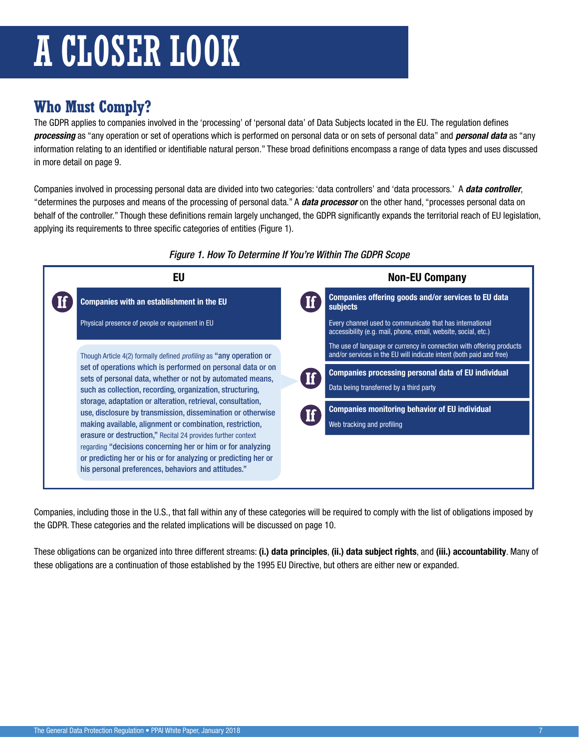# A CLOSER LOOK

## Who Must Comply?

The GDPR applies to companies involved in the 'processing' of 'personal data' of Data Subjects located in the EU. The regulation defines ***processing*** as "any operation or set of operations which is performed on personal data or on sets of personal data" and ***personal data*** as "any information relating to an identified or identifiable natural person." These broad definitions encompass a range of data types and uses discussed in more detail on page 9.

Companies involved in processing personal data are divided into two categories: 'data controllers' and 'data processors.' A ***data controller***, "determines the purposes and means of the processing of personal data." A ***data processor*** on the other hand, "processes personal data on behalf of the controller." Though these definitions remain largely unchanged, the GDPR significantly expands the territorial reach of EU legislation, applying its requirements to three specific categories of entities (Figure 1).

*Figure 1. How To Determine If You're Within The GDPR Scope*

**EU**

**If** — **Companies with an establishment in the EU**

Physical presence of people or equipment in EU

Though Article 4(2) formally defined *profiling* as "any operation or set of operations which is performed on personal data or on sets of personal data, whether or not by automated means, such as collection, recording, organization, structuring, storage, adaptation or alteration, retrieval, consultation, use, disclosure by transmission, dissemination or otherwise making available, alignment or combination, restriction, erasure or destruction," Recital 24 provides further context regarding "decisions concerning her or him or for analyzing or predicting her or his or for analyzing or predicting her or his personal preferences, behaviors and attitudes."

**Non-EU Company**

**If** — **Companies offering goods and/or services to EU data subjects**

Every channel used to communicate that has international accessibility (e.g. mail, phone, email, website, social, etc.)

The use of language or currency in connection with offering products and/or services in the EU will indicate intent (both paid and free)

**If** — **Companies processing personal data of EU individual**

Data being transferred by a third party

**If** — **Companies monitoring behavior of EU individual**

Web tracking and profiling

Companies, including those in the U.S., that fall within any of these categories will be required to comply with the list of obligations imposed by the GDPR. These categories and the related implications will be discussed on page 10.

These obligations can be organized into three different streams: **(i.) data principles**, **(ii.) data subject rights**, and **(iii.) accountability**. Many of these obligations are a continuation of those established by the 1995 EU Directive, but others are either new or expanded.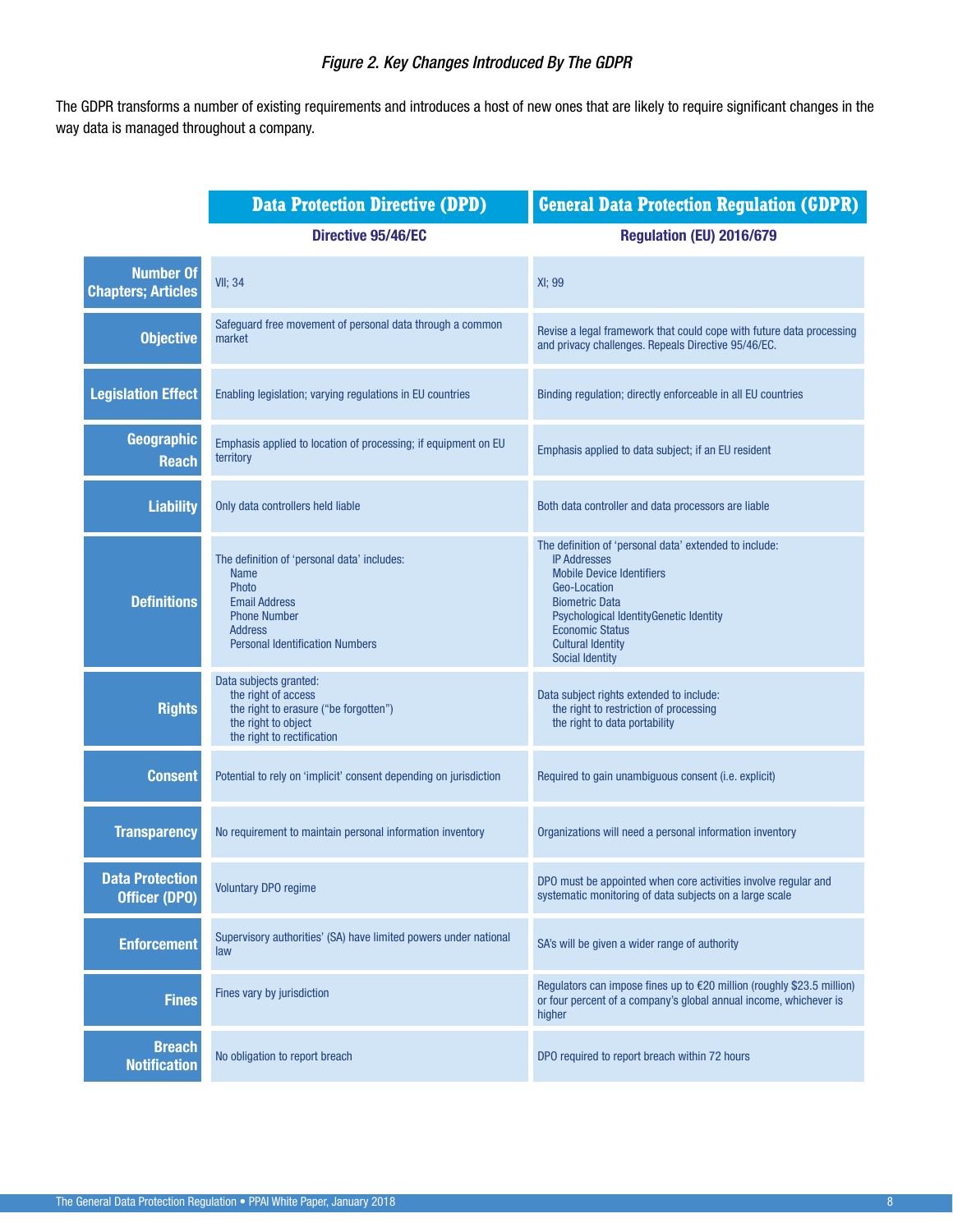*Figure 2. Key Changes Introduced By The GDPR*

The GDPR transforms a number of existing requirements and introduces a host of new ones that are likely to require significant changes in the way data is managed throughout a company.

| | **Data Protection Directive (DPD)** | **General Data Protection Regulation (GDPR)** |
|---|---|---|
| | **Directive 95/46/EC** | **Regulation (EU) 2016/679** |
| **Number Of Chapters; Articles** | VII; 34 | XI; 99 |
| **Objective** | Safeguard free movement of personal data through a common market | Revise a legal framework that could cope with future data processing and privacy challenges. Repeals Directive 95/46/EC. |
| **Legislation Effect** | Enabling legislation; varying regulations in EU countries | Binding regulation; directly enforceable in all EU countries |
| **Geographic Reach** | Emphasis applied to location of processing; if equipment on EU territory | Emphasis applied to data subject; if an EU resident |
| **Liability** | Only data controllers held liable | Both data controller and data processors are liable |
| **Definitions** | The definition of 'personal data' includes:<br>Name<br>Photo<br>Email Address<br>Phone Number<br>Address<br>Personal Identification Numbers | The definition of 'personal data' extended to include:<br>IP Addresses<br>Mobile Device Identifiers<br>Geo-Location<br>Biometric Data<br>Psychological IdentityGenetic Identity<br>Economic Status<br>Cultural Identity<br>Social Identity |
| **Rights** | Data subjects granted:<br>the right of access<br>the right to erasure ("be forgotten")<br>the right to object<br>the right to rectification | Data subject rights extended to include:<br>the right to restriction of processing<br>the right to data portability |
| **Consent** | Potential to rely on 'implicit' consent depending on jurisdiction | Required to gain unambiguous consent (i.e. explicit) |
| **Transparency** | No requirement to maintain personal information inventory | Organizations will need a personal information inventory |
| **Data Protection Officer (DPO)** | Voluntary DPO regime | DPO must be appointed when core activities involve regular and systematic monitoring of data subjects on a large scale |
| **Enforcement** | Supervisory authorities' (SA) have limited powers under national law | SA's will be given a wider range of authority |
| **Fines** | Fines vary by jurisdiction | Regulators can impose fines up to €20 million (roughly $23.5 million) or four percent of a company's global annual income, whichever is higher |
| **Breach Notification** | No obligation to report breach | DPO required to report breach within 72 hours |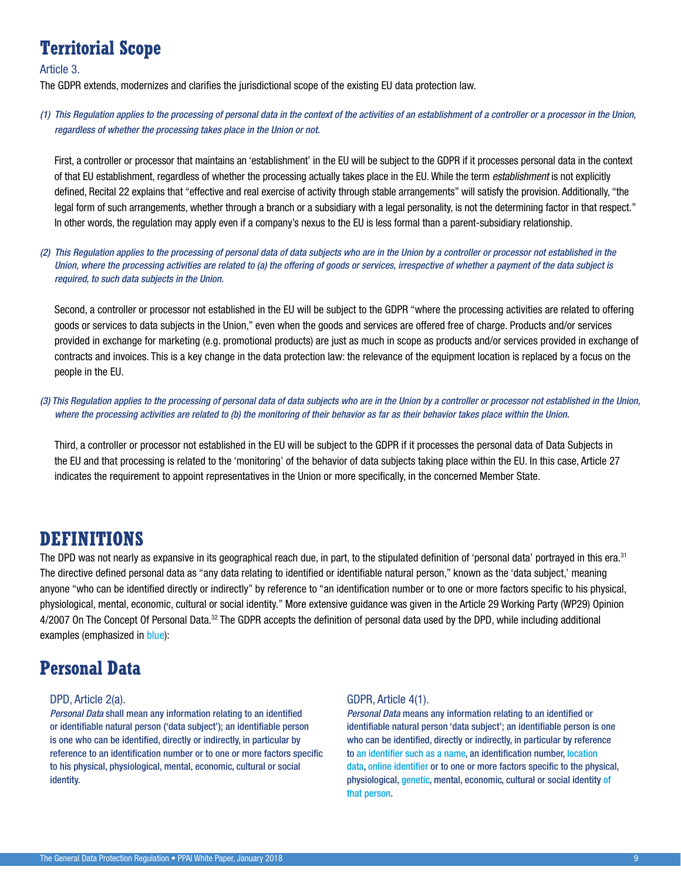## Territorial Scope

Article 3.

The GDPR extends, modernizes and clarifies the jurisdictional scope of the existing EU data protection law.

*(1) This Regulation applies to the processing of personal data in the context of the activities of an establishment of a controller or a processor in the Union, regardless of whether the processing takes place in the Union or not.*

First, a controller or processor that maintains an 'establishment' in the EU will be subject to the GDPR if it processes personal data in the context of that EU establishment, regardless of whether the processing actually takes place in the EU. While the term *establishment* is not explicitly defined, Recital 22 explains that "effective and real exercise of activity through stable arrangements" will satisfy the provision. Additionally, "the legal form of such arrangements, whether through a branch or a subsidiary with a legal personality, is not the determining factor in that respect." In other words, the regulation may apply even if a company's nexus to the EU is less formal than a parent-subsidiary relationship.

*(2) This Regulation applies to the processing of personal data of data subjects who are in the Union by a controller or processor not established in the Union, where the processing activities are related to (a) the offering of goods or services, irrespective of whether a payment of the data subject is required, to such data subjects in the Union.*

Second, a controller or processor not established in the EU will be subject to the GDPR "where the processing activities are related to offering goods or services to data subjects in the Union," even when the goods and services are offered free of charge. Products and/or services provided in exchange for marketing (e.g. promotional products) are just as much in scope as products and/or services provided in exchange of contracts and invoices. This is a key change in the data protection law: the relevance of the equipment location is replaced by a focus on the people in the EU.

*(3) This Regulation applies to the processing of personal data of data subjects who are in the Union by a controller or processor not established in the Union, where the processing activities are related to (b) the monitoring of their behavior as far as their behavior takes place within the Union.*

Third, a controller or processor not established in the EU will be subject to the GDPR if it processes the personal data of Data Subjects in the EU and that processing is related to the 'monitoring' of the behavior of data subjects taking place within the EU. In this case, Article 27 indicates the requirement to appoint representatives in the Union or more specifically, in the concerned Member State.

# DEFINITIONS

The DPD was not nearly as expansive in its geographical reach due, in part, to the stipulated definition of 'personal data' portrayed in this era.[31] The directive defined personal data as "any data relating to identified or identifiable natural person," known as the 'data subject,' meaning anyone "who can be identified directly or indirectly" by reference to "an identification number or to one or more factors specific to his physical, physiological, mental, economic, cultural or social identity." More extensive guidance was given in the Article 29 Working Party (WP29) Opinion 4/2007 On The Concept Of Personal Data.[32] The GDPR accepts the definition of personal data used by the DPD, while including additional examples (emphasized in blue):

## Personal Data

DPD, Article 2(a).

*Personal Data* shall mean any information relating to an identified or identifiable natural person ('data subject'); an identifiable person is one who can be identified, directly or indirectly, in particular by reference to an identification number or to one or more factors specific to his physical, physiological, mental, economic, cultural or social identity.

GDPR, Article 4(1).

*Personal Data* means any information relating to an identified or identifiable natural person 'data subject'; an identifiable person is one who can be identified, directly or indirectly, in particular by reference to an identifier such as a name, an identification number, location data, online identifier or to one or more factors specific to the physical, physiological, genetic, mental, economic, cultural or social identity of that person.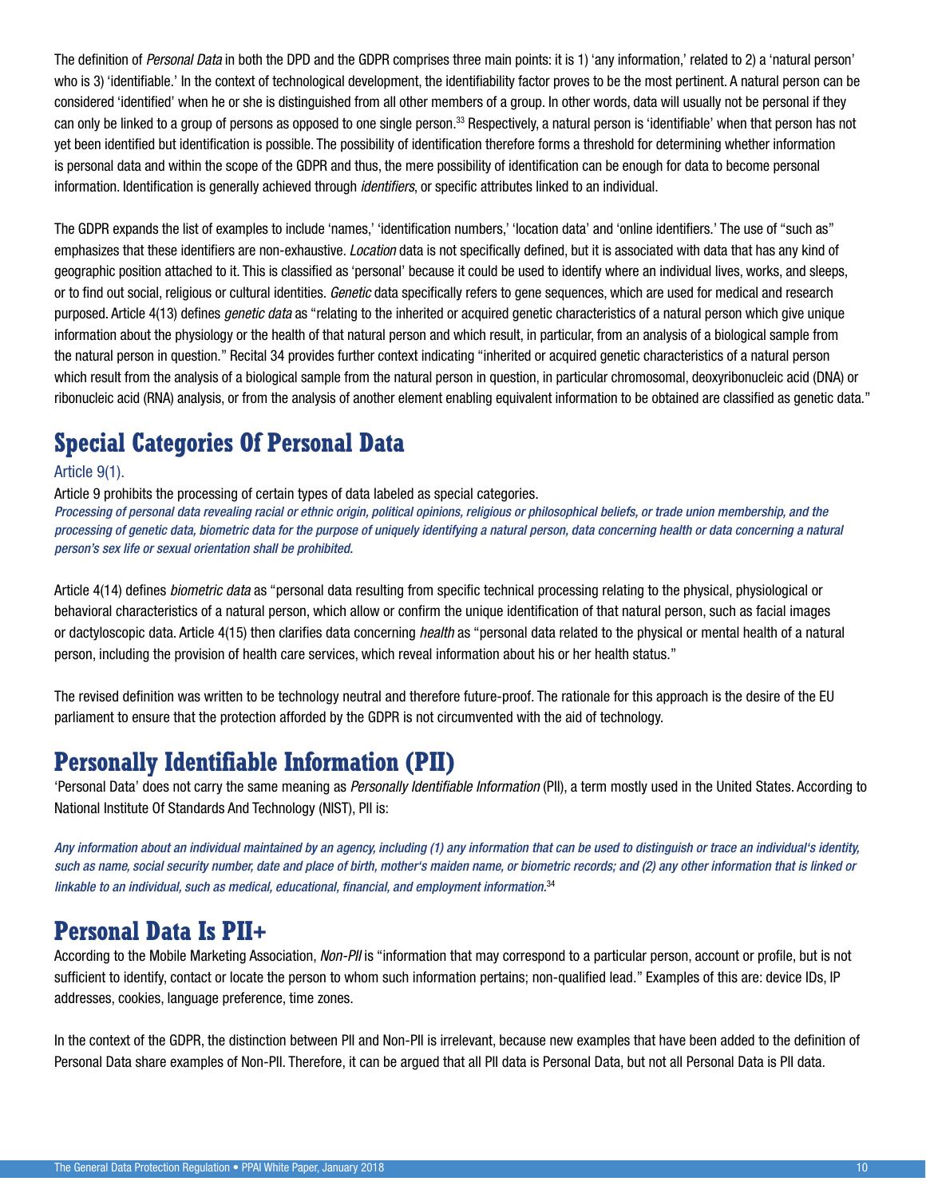The definition of *Personal Data* in both the DPD and the GDPR comprises three main points: it is 1) 'any information,' related to 2) a 'natural person' who is 3) 'identifiable.' In the context of technological development, the identifiability factor proves to be the most pertinent. A natural person can be considered 'identified' when he or she is distinguished from all other members of a group. In other words, data will usually not be personal if they can only be linked to a group of persons as opposed to one single person.[33] Respectively, a natural person is 'identifiable' when that person has not yet been identified but identification is possible. The possibility of identification therefore forms a threshold for determining whether information is personal data and within the scope of the GDPR and thus, the mere possibility of identification can be enough for data to become personal information. Identification is generally achieved through *identifiers*, or specific attributes linked to an individual.

The GDPR expands the list of examples to include 'names,' 'identification numbers,' 'location data' and 'online identifiers.' The use of "such as" emphasizes that these identifiers are non-exhaustive. *Location* data is not specifically defined, but it is associated with data that has any kind of geographic position attached to it. This is classified as 'personal' because it could be used to identify where an individual lives, works, and sleeps, or to find out social, religious or cultural identities. *Genetic* data specifically refers to gene sequences, which are used for medical and research purposed. Article 4(13) defines *genetic data* as "relating to the inherited or acquired genetic characteristics of a natural person which give unique information about the physiology or the health of that natural person and which result, in particular, from an analysis of a biological sample from the natural person in question." Recital 34 provides further context indicating "inherited or acquired genetic characteristics of a natural person which result from the analysis of a biological sample from the natural person in question, in particular chromosomal, deoxyribonucleic acid (DNA) or ribonucleic acid (RNA) analysis, or from the analysis of another element enabling equivalent information to be obtained are classified as genetic data."

## Special Categories Of Personal Data

Article 9(1).

Article 9 prohibits the processing of certain types of data labeled as special categories.

*Processing of personal data revealing racial or ethnic origin, political opinions, religious or philosophical beliefs, or trade union membership, and the processing of genetic data, biometric data for the purpose of uniquely identifying a natural person, data concerning health or data concerning a natural person's sex life or sexual orientation shall be prohibited.*

Article 4(14) defines *biometric data* as "personal data resulting from specific technical processing relating to the physical, physiological or behavioral characteristics of a natural person, which allow or confirm the unique identification of that natural person, such as facial images or dactyloscopic data. Article 4(15) then clarifies data concerning *health* as "personal data related to the physical or mental health of a natural person, including the provision of health care services, which reveal information about his or her health status."

The revised definition was written to be technology neutral and therefore future-proof. The rationale for this approach is the desire of the EU parliament to ensure that the protection afforded by the GDPR is not circumvented with the aid of technology.

## Personally Identifiable Information (PII)

'Personal Data' does not carry the same meaning as *Personally Identifiable Information* (PII), a term mostly used in the United States. According to National Institute Of Standards And Technology (NIST), PII is:

*Any information about an individual maintained by an agency, including (1) any information that can be used to distinguish or trace an individual's identity, such as name, social security number, date and place of birth, mother's maiden name, or biometric records; and (2) any other information that is linked or linkable to an individual, such as medical, educational, financial, and employment information.*[34]

## Personal Data Is PII+

According to the Mobile Marketing Association, *Non-PII* is "information that may correspond to a particular person, account or profile, but is not sufficient to identify, contact or locate the person to whom such information pertains; non-qualified lead." Examples of this are: device IDs, IP addresses, cookies, language preference, time zones.

In the context of the GDPR, the distinction between PII and Non-PII is irrelevant, because new examples that have been added to the definition of Personal Data share examples of Non-PII. Therefore, it can be argued that all PII data is Personal Data, but not all Personal Data is PII data.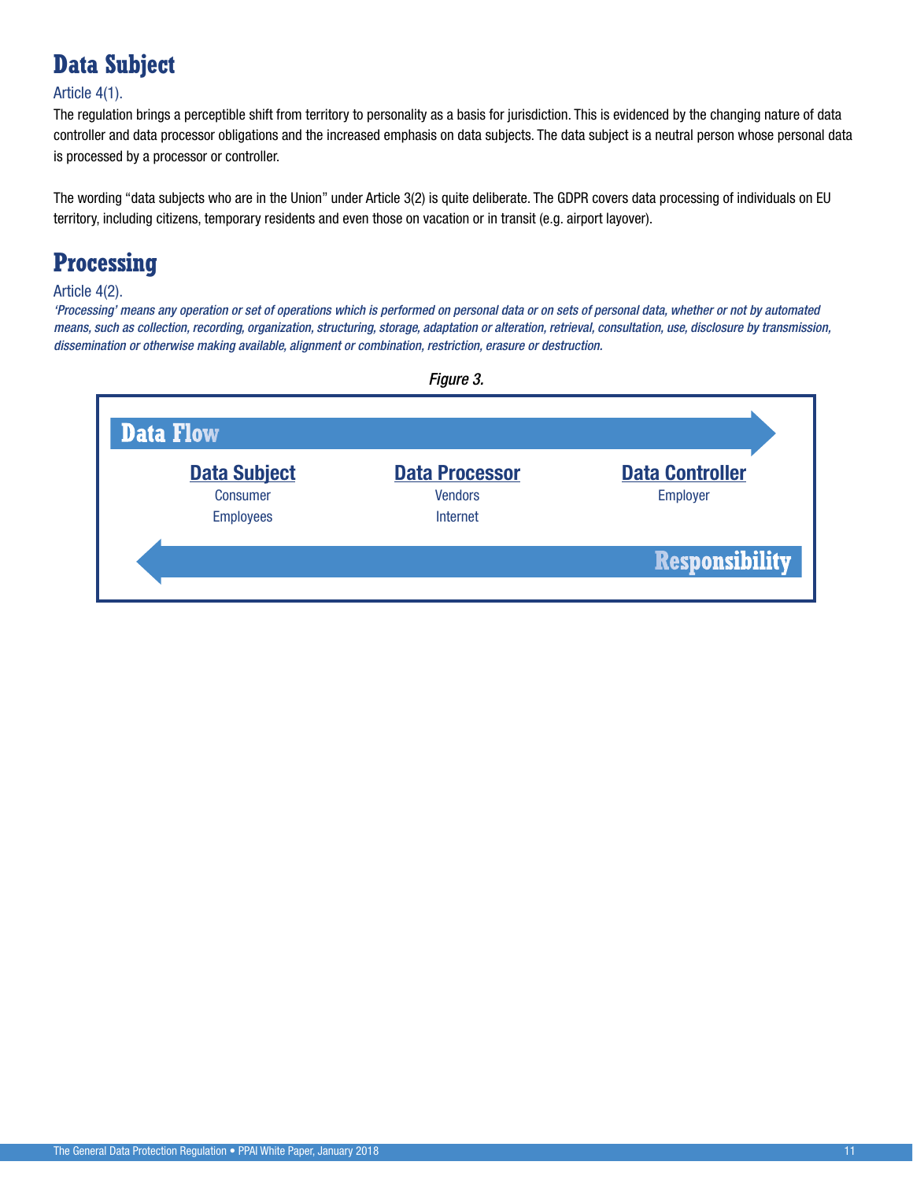## Data Subject

Article 4(1).

The regulation brings a perceptible shift from territory to personality as a basis for jurisdiction. This is evidenced by the changing nature of data controller and data processor obligations and the increased emphasis on data subjects. The data subject is a neutral person whose personal data is processed by a processor or controller.

The wording "data subjects who are in the Union" under Article 3(2) is quite deliberate. The GDPR covers data processing of individuals on EU territory, including citizens, temporary residents and even those on vacation or in transit (e.g. airport layover).

## Processing

Article 4(2).

*'Processing' means any operation or set of operations which is performed on personal data or on sets of personal data, whether or not by automated means, such as collection, recording, organization, structuring, storage, adaptation or alteration, retrieval, consultation, use, disclosure by transmission, dissemination or otherwise making available, alignment or combination, restriction, erasure or destruction.*

*Figure 3.*

**Data Flow** →

| Data Subject | Data Processor | Data Controller |
|---|---|---|
| Consumer | Vendors | Employer |
| Employees | Internet | |

← **Responsibility**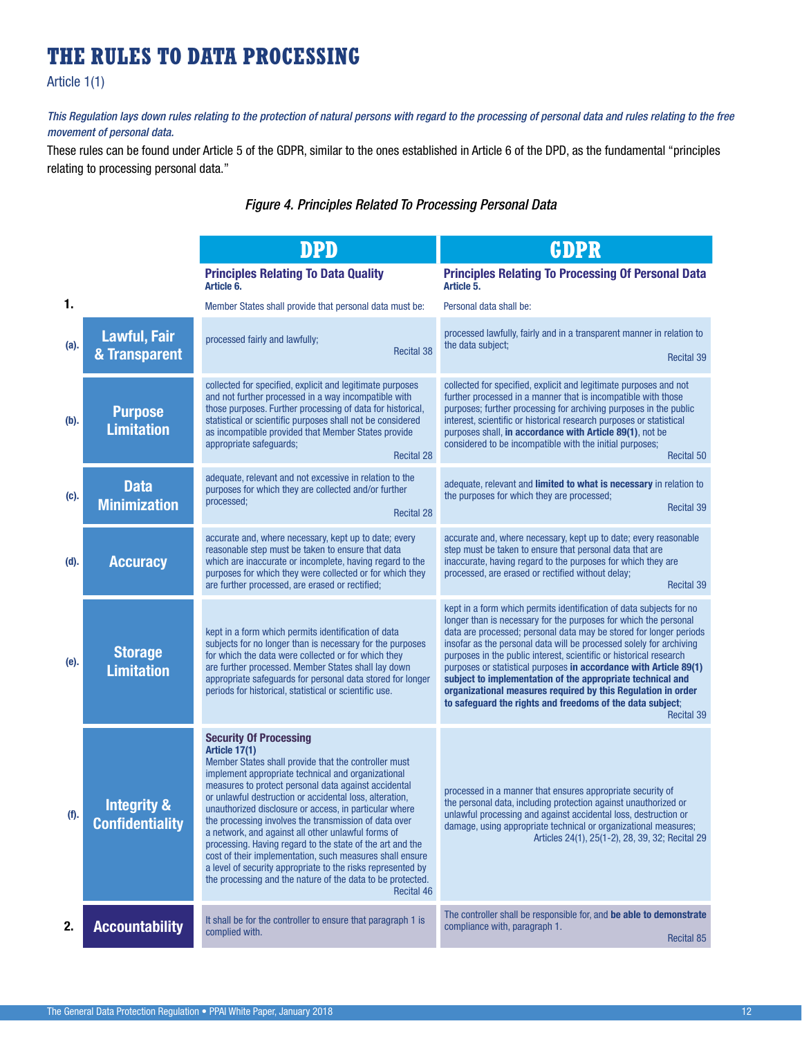# THE RULES TO DATA PROCESSING

Article 1(1)

*This Regulation lays down rules relating to the protection of natural persons with regard to the processing of personal data and rules relating to the free movement of personal data.*

These rules can be found under Article 5 of the GDPR, similar to the ones established in Article 6 of the DPD, as the fundamental "principles relating to processing personal data."

*Figure 4. Principles Related To Processing Personal Data*

| | | DPD | GDPR |
|---|---|---|---|
| | | **Principles Relating To Data Quality** **Article 6.** | **Principles Relating To Processing Of Personal Data** **Article 5.** |
| **1.** | | Member States shall provide that personal data must be: | Personal data shall be: |
| **(a).** | **Lawful, Fair & Transparent** | processed fairly and lawfully; Recital 38 | processed lawfully, fairly and in a transparent manner in relation to the data subject; Recital 39 |
| **(b).** | **Purpose Limitation** | collected for specified, explicit and legitimate purposes and not further processed in a way incompatible with those purposes. Further processing of data for historical, statistical or scientific purposes shall not be considered as incompatible provided that Member States provide appropriate safeguards; Recital 28 | collected for specified, explicit and legitimate purposes and not further processed in a manner that is incompatible with those purposes; further processing for archiving purposes in the public interest, scientific or historical research purposes or statistical purposes shall, **in accordance with Article 89(1)**, not be considered to be incompatible with the initial purposes; Recital 50 |
| **(c).** | **Data Minimization** | adequate, relevant and not excessive in relation to the purposes for which they are collected and/or further processed; Recital 28 | adequate, relevant and **limited to what is necessary** in relation to the purposes for which they are processed; Recital 39 |
| **(d).** | **Accuracy** | accurate and, where necessary, kept up to date; every reasonable step must be taken to ensure that data which are inaccurate or incomplete, having regard to the purposes for which they were collected or for which they are further processed, are erased or rectified; | accurate and, where necessary, kept up to date; every reasonable step must be taken to ensure that personal data that are inaccurate, having regard to the purposes for which they are processed, are erased or rectified without delay; Recital 39 |
| **(e).** | **Storage Limitation** | kept in a form which permits identification of data subjects for no longer than is necessary for the purposes for which the data were collected or for which they are further processed. Member States shall lay down appropriate safeguards for personal data stored for longer periods for historical, statistical or scientific use. | kept in a form which permits identification of data subjects for no longer than is necessary for the purposes for which the personal data are processed; personal data may be stored for longer periods insofar as the personal data will be processed solely for archiving purposes in the public interest, scientific or historical research purposes or statistical purposes **in accordance with Article 89(1) subject to implementation of the appropriate technical and organizational measures required by this Regulation in order to safeguard the rights and freedoms of the data subject**; Recital 39 |
| **(f).** | **Integrity & Confidentiality** | **Security Of Processing** **Article 17(1)** Member States shall provide that the controller must implement appropriate technical and organizational measures to protect personal data against accidental or unlawful destruction or accidental loss, alteration, unauthorized disclosure or access, in particular where the processing involves the transmission of data over a network, and against all other unlawful forms of processing. Having regard to the state of the art and the cost of their implementation, such measures shall ensure a level of security appropriate to the risks represented by the processing and the nature of the data to be protected. Recital 46 | processed in a manner that ensures appropriate security of the personal data, including protection against unauthorized or unlawful processing and against accidental loss, destruction or damage, using appropriate technical or organizational measures; Articles 24(1), 25(1-2), 28, 39, 32; Recital 29 |
| **2.** | **Accountability** | It shall be for the controller to ensure that paragraph 1 is complied with. | The controller shall be responsible for, and **be able to demonstrate** compliance with, paragraph 1. Recital 85 |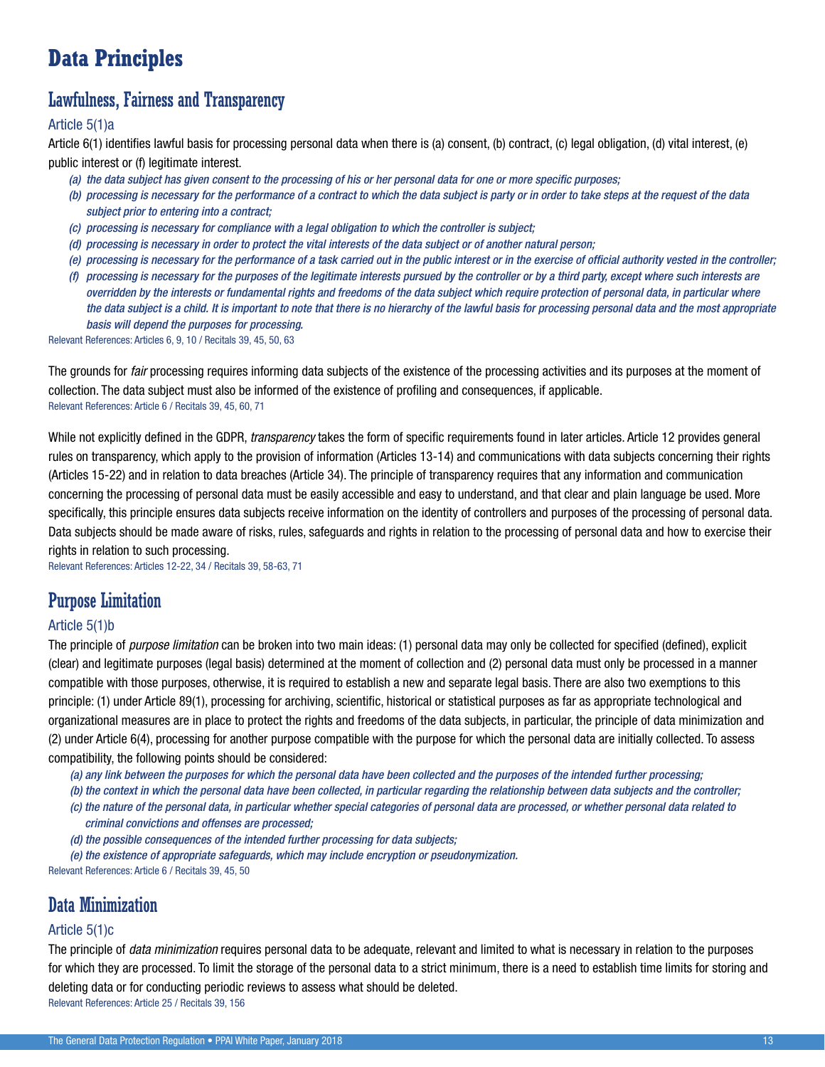# Data Principles

## Lawfulness, Fairness and Transparency

### Article 5(1)a

Article 6(1) identifies lawful basis for processing personal data when there is (a) consent, (b) contract, (c) legal obligation, (d) vital interest, (e) public interest or (f) legitimate interest.

- *(a) the data subject has given consent to the processing of his or her personal data for one or more specific purposes;*
- *(b) processing is necessary for the performance of a contract to which the data subject is party or in order to take steps at the request of the data subject prior to entering into a contract;*
- *(c) processing is necessary for compliance with a legal obligation to which the controller is subject;*
- *(d) processing is necessary in order to protect the vital interests of the data subject or of another natural person;*
- *(e) processing is necessary for the performance of a task carried out in the public interest or in the exercise of official authority vested in the controller;*
- *(f) processing is necessary for the purposes of the legitimate interests pursued by the controller or by a third party, except where such interests are overridden by the interests or fundamental rights and freedoms of the data subject which require protection of personal data, in particular where the data subject is a child. It is important to note that there is no hierarchy of the lawful basis for processing personal data and the most appropriate basis will depend the purposes for processing.*

Relevant References: Articles 6, 9, 10 / Recitals 39, 45, 50, 63

The grounds for *fair* processing requires informing data subjects of the existence of the processing activities and its purposes at the moment of collection. The data subject must also be informed of the existence of profiling and consequences, if applicable.

Relevant References: Article 6 / Recitals 39, 45, 60, 71

While not explicitly defined in the GDPR, *transparency* takes the form of specific requirements found in later articles. Article 12 provides general rules on transparency, which apply to the provision of information (Articles 13-14) and communications with data subjects concerning their rights (Articles 15-22) and in relation to data breaches (Article 34). The principle of transparency requires that any information and communication concerning the processing of personal data must be easily accessible and easy to understand, and that clear and plain language be used. More specifically, this principle ensures data subjects receive information on the identity of controllers and purposes of the processing of personal data. Data subjects should be made aware of risks, rules, safeguards and rights in relation to the processing of personal data and how to exercise their rights in relation to such processing.

Relevant References: Articles 12-22, 34 / Recitals 39, 58-63, 71

## Purpose Limitation

### Article 5(1)b

The principle of *purpose limitation* can be broken into two main ideas: (1) personal data may only be collected for specified (defined), explicit (clear) and legitimate purposes (legal basis) determined at the moment of collection and (2) personal data must only be processed in a manner compatible with those purposes, otherwise, it is required to establish a new and separate legal basis. There are also two exemptions to this principle: (1) under Article 89(1), processing for archiving, scientific, historical or statistical purposes as far as appropriate technological and organizational measures are in place to protect the rights and freedoms of the data subjects, in particular, the principle of data minimization and (2) under Article 6(4), processing for another purpose compatible with the purpose for which the personal data are initially collected. To assess compatibility, the following points should be considered:

- *(a) any link between the purposes for which the personal data have been collected and the purposes of the intended further processing;*
- *(b) the context in which the personal data have been collected, in particular regarding the relationship between data subjects and the controller;*
- *(c) the nature of the personal data, in particular whether special categories of personal data are processed, or whether personal data related to criminal convictions and offenses are processed;*
- *(d) the possible consequences of the intended further processing for data subjects;*
- *(e) the existence of appropriate safeguards, which may include encryption or pseudonymization.*

Relevant References: Article 6 / Recitals 39, 45, 50

## Data Minimization

### Article 5(1)c

The principle of *data minimization* requires personal data to be adequate, relevant and limited to what is necessary in relation to the purposes for which they are processed. To limit the storage of the personal data to a strict minimum, there is a need to establish time limits for storing and deleting data or for conducting periodic reviews to assess what should be deleted.

Relevant References: Article 25 / Recitals 39, 156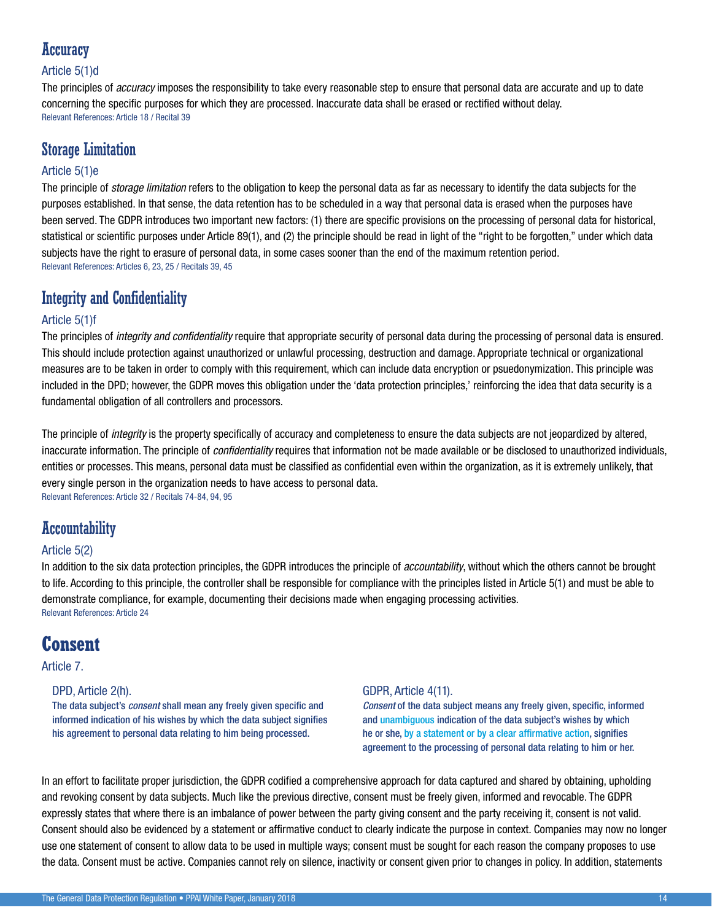## Accuracy

### Article 5(1)d

The principles of *accuracy* imposes the responsibility to take every reasonable step to ensure that personal data are accurate and up to date concerning the specific purposes for which they are processed. Inaccurate data shall be erased or rectified without delay.

Relevant References: Article 18 / Recital 39

## Storage Limitation

### Article 5(1)e

The principle of *storage limitation* refers to the obligation to keep the personal data as far as necessary to identify the data subjects for the purposes established. In that sense, the data retention has to be scheduled in a way that personal data is erased when the purposes have been served. The GDPR introduces two important new factors: (1) there are specific provisions on the processing of personal data for historical, statistical or scientific purposes under Article 89(1), and (2) the principle should be read in light of the "right to be forgotten," under which data subjects have the right to erasure of personal data, in some cases sooner than the end of the maximum retention period.

Relevant References: Articles 6, 23, 25 / Recitals 39, 45

## Integrity and Confidentiality

### Article 5(1)f

The principles of *integrity and confidentiality* require that appropriate security of personal data during the processing of personal data is ensured. This should include protection against unauthorized or unlawful processing, destruction and damage. Appropriate technical or organizational measures are to be taken in order to comply with this requirement, which can include data encryption or psuedonymization. This principle was included in the DPD; however, the GDPR moves this obligation under the 'data protection principles,' reinforcing the idea that data security is a fundamental obligation of all controllers and processors.

The principle of *integrity* is the property specifically of accuracy and completeness to ensure the data subjects are not jeopardized by altered, inaccurate information. The principle of *confidentiality* requires that information not be made available or be disclosed to unauthorized individuals, entities or processes. This means, personal data must be classified as confidential even within the organization, as it is extremely unlikely, that every single person in the organization needs to have access to personal data.

Relevant References: Article 32 / Recitals 74-84, 94, 95

## Accountability

### Article 5(2)

In addition to the six data protection principles, the GDPR introduces the principle of *accountability*, without which the others cannot be brought to life. According to this principle, the controller shall be responsible for compliance with the principles listed in Article 5(1) and must be able to demonstrate compliance, for example, documenting their decisions made when engaging processing activities.

Relevant References: Article 24

# Consent

Article 7.

**DPD, Article 2(h).**

The data subject's *consent* shall mean any freely given specific and informed indication of his wishes by which the data subject signifies his agreement to personal data relating to him being processed.

**GDPR, Article 4(11).**

*Consent* of the data subject means any freely given, specific, informed and unambiguous indication of the data subject's wishes by which he or she, by a statement or by a clear affirmative action, signifies agreement to the processing of personal data relating to him or her.

In an effort to facilitate proper jurisdiction, the GDPR codified a comprehensive approach for data captured and shared by obtaining, upholding and revoking consent by data subjects. Much like the previous directive, consent must be freely given, informed and revocable. The GDPR expressly states that where there is an imbalance of power between the party giving consent and the party receiving it, consent is not valid. Consent should also be evidenced by a statement or affirmative conduct to clearly indicate the purpose in context. Companies may now no longer use one statement of consent to allow data to be used in multiple ways; consent must be sought for each reason the company proposes to use the data. Consent must be active. Companies cannot rely on silence, inactivity or consent given prior to changes in policy. In addition, statements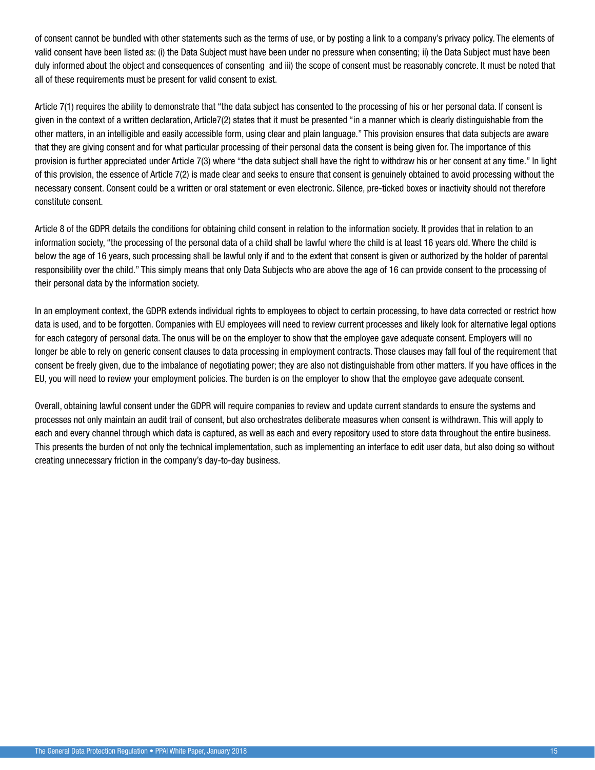of consent cannot be bundled with other statements such as the terms of use, or by posting a link to a company's privacy policy. The elements of valid consent have been listed as: (i) the Data Subject must have been under no pressure when consenting; ii) the Data Subject must have been duly informed about the object and consequences of consenting  and iii) the scope of consent must be reasonably concrete. It must be noted that all of these requirements must be present for valid consent to exist.

Article 7(1) requires the ability to demonstrate that "the data subject has consented to the processing of his or her personal data. If consent is given in the context of a written declaration, Article7(2) states that it must be presented "in a manner which is clearly distinguishable from the other matters, in an intelligible and easily accessible form, using clear and plain language." This provision ensures that data subjects are aware that they are giving consent and for what particular processing of their personal data the consent is being given for. The importance of this provision is further appreciated under Article 7(3) where "the data subject shall have the right to withdraw his or her consent at any time." In light of this provision, the essence of Article 7(2) is made clear and seeks to ensure that consent is genuinely obtained to avoid processing without the necessary consent. Consent could be a written or oral statement or even electronic. Silence, pre-ticked boxes or inactivity should not therefore constitute consent.

Article 8 of the GDPR details the conditions for obtaining child consent in relation to the information society. It provides that in relation to an information society, "the processing of the personal data of a child shall be lawful where the child is at least 16 years old. Where the child is below the age of 16 years, such processing shall be lawful only if and to the extent that consent is given or authorized by the holder of parental responsibility over the child." This simply means that only Data Subjects who are above the age of 16 can provide consent to the processing of their personal data by the information society.

In an employment context, the GDPR extends individual rights to employees to object to certain processing, to have data corrected or restrict how data is used, and to be forgotten. Companies with EU employees will need to review current processes and likely look for alternative legal options for each category of personal data. The onus will be on the employer to show that the employee gave adequate consent. Employers will no longer be able to rely on generic consent clauses to data processing in employment contracts. Those clauses may fall foul of the requirement that consent be freely given, due to the imbalance of negotiating power; they are also not distinguishable from other matters. If you have offices in the EU, you will need to review your employment policies. The burden is on the employer to show that the employee gave adequate consent.

Overall, obtaining lawful consent under the GDPR will require companies to review and update current standards to ensure the systems and processes not only maintain an audit trail of consent, but also orchestrates deliberate measures when consent is withdrawn. This will apply to each and every channel through which data is captured, as well as each and every repository used to store data throughout the entire business. This presents the burden of not only the technical implementation, such as implementing an interface to edit user data, but also doing so without creating unnecessary friction in the company's day-to-day business.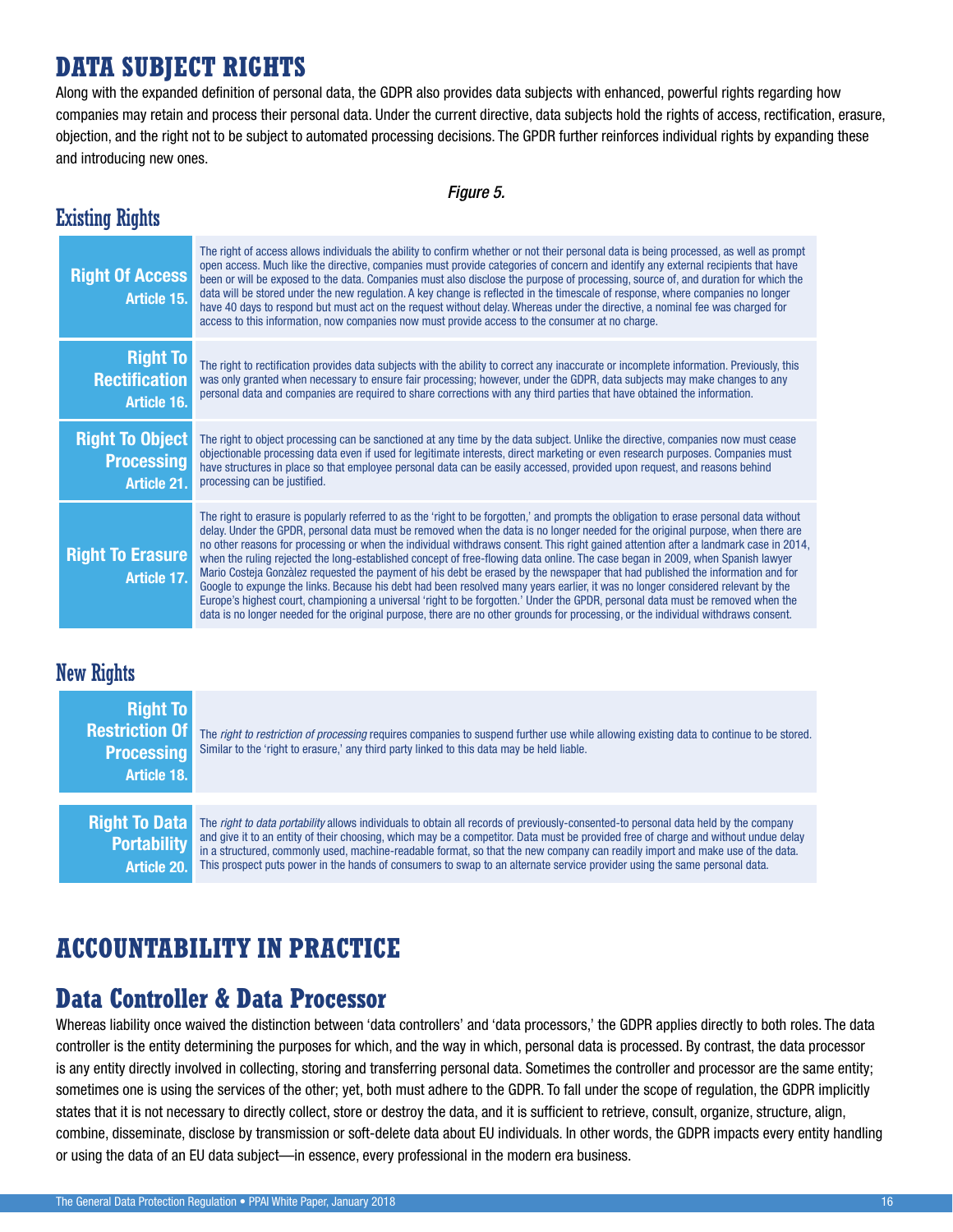# DATA SUBJECT RIGHTS

Along with the expanded definition of personal data, the GDPR also provides data subjects with enhanced, powerful rights regarding how companies may retain and process their personal data. Under the current directive, data subjects hold the rights of access, rectification, erasure, objection, and the right not to be subject to automated processing decisions. The GPDR further reinforces individual rights by expanding these and introducing new ones.

*Figure 5.*

## Existing Rights

| | |
|---|---|
| **Right Of Access** Article 15. | The right of access allows individuals the ability to confirm whether or not their personal data is being processed, as well as prompt open access. Much like the directive, companies must provide categories of concern and identify any external recipients that have been or will be exposed to the data. Companies must also disclose the purpose of processing, source of, and duration for which the data will be stored under the new regulation. A key change is reflected in the timescale of response, where companies no longer have 40 days to respond but must act on the request without delay. Whereas under the directive, a nominal fee was charged for access to this information, now companies now must provide access to the consumer at no charge. |
| **Right To Rectification** Article 16. | The right to rectification provides data subjects with the ability to correct any inaccurate or incomplete information. Previously, this was only granted when necessary to ensure fair processing; however, under the GDPR, data subjects may make changes to any personal data and companies are required to share corrections with any third parties that have obtained the information. |
| **Right To Object Processing** Article 21. | The right to object processing can be sanctioned at any time by the data subject. Unlike the directive, companies now must cease objectionable processing data even if used for legitimate interests, direct marketing or even research purposes. Companies must have structures in place so that employee personal data can be easily accessed, provided upon request, and reasons behind processing can be justified. |
| **Right To Erasure** Article 17. | The right to erasure is popularly referred to as the 'right to be forgotten,' and prompts the obligation to erase personal data without delay. Under the GPDR, personal data must be removed when the data is no longer needed for the original purpose, when there are no other reasons for processing or when the individual withdraws consent. This right gained attention after a landmark case in 2014, when the ruling rejected the long-established concept of free-flowing data online. The case began in 2009, when Spanish lawyer Mario Costeja Gonzàlez requested the payment of his debt be erased by the newspaper that had published the information and for Google to expunge the links. Because his debt had been resolved many years earlier, it was no longer considered relevant by the Europe's highest court, championing a universal 'right to be forgotten.' Under the GPDR, personal data must be removed when the data is no longer needed for the original purpose, there are no other grounds for processing, or the individual withdraws consent. |

## New Rights

| | |
|---|---|
| **Right To Restriction Of Processing** Article 18. | The *right to restriction of processing* requires companies to suspend further use while allowing existing data to continue to be stored. Similar to the 'right to erasure,' any third party linked to this data may be held liable. |
| **Right To Data Portability** Article 20. | The *right to data portability* allows individuals to obtain all records of previously-consented-to personal data held by the company and give it to an entity of their choosing, which may be a competitor. Data must be provided free of charge and without undue delay in a structured, commonly used, machine-readable format, so that the new company can readily import and make use of the data. This prospect puts power in the hands of consumers to swap to an alternate service provider using the same personal data. |

# ACCOUNTABILITY IN PRACTICE

## Data Controller & Data Processor

Whereas liability once waived the distinction between 'data controllers' and 'data processors,' the GDPR applies directly to both roles. The data controller is the entity determining the purposes for which, and the way in which, personal data is processed. By contrast, the data processor is any entity directly involved in collecting, storing and transferring personal data. Sometimes the controller and processor are the same entity; sometimes one is using the services of the other; yet, both must adhere to the GDPR. To fall under the scope of regulation, the GDPR implicitly states that it is not necessary to directly collect, store or destroy the data, and it is sufficient to retrieve, consult, organize, structure, align, combine, disseminate, disclose by transmission or soft-delete data about EU individuals. In other words, the GDPR impacts every entity handling or using the data of an EU data subject—in essence, every professional in the modern era business.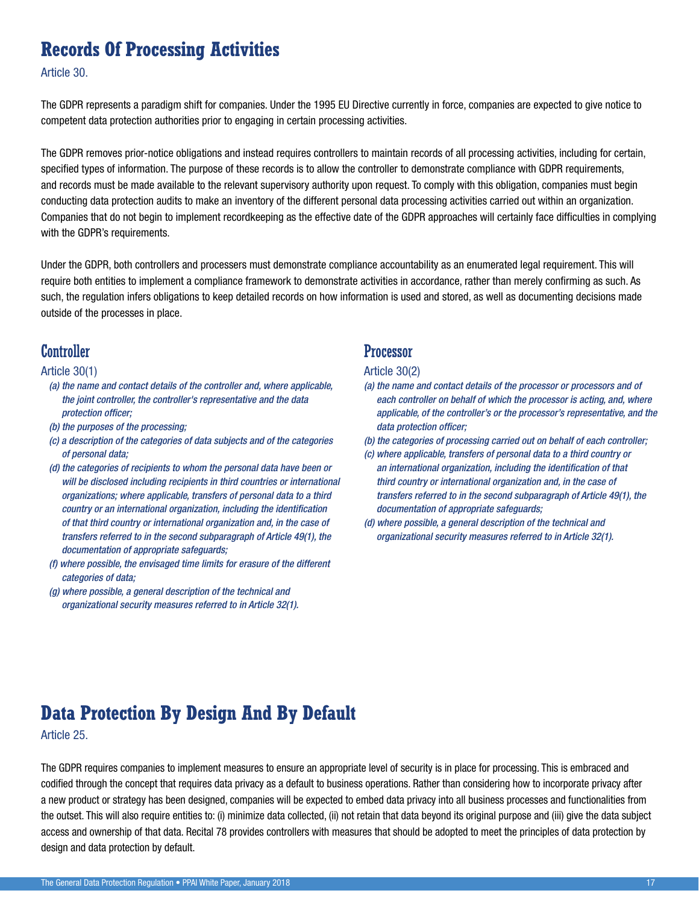# Records Of Processing Activities

Article 30.

The GDPR represents a paradigm shift for companies. Under the 1995 EU Directive currently in force, companies are expected to give notice to competent data protection authorities prior to engaging in certain processing activities.

The GDPR removes prior-notice obligations and instead requires controllers to maintain records of all processing activities, including for certain, specified types of information. The purpose of these records is to allow the controller to demonstrate compliance with GDPR requirements, and records must be made available to the relevant supervisory authority upon request. To comply with this obligation, companies must begin conducting data protection audits to make an inventory of the different personal data processing activities carried out within an organization. Companies that do not begin to implement recordkeeping as the effective date of the GDPR approaches will certainly face difficulties in complying with the GDPR's requirements.

Under the GDPR, both controllers and processers must demonstrate compliance accountability as an enumerated legal requirement. This will require both entities to implement a compliance framework to demonstrate activities in accordance, rather than merely confirming as such. As such, the regulation infers obligations to keep detailed records on how information is used and stored, as well as documenting decisions made outside of the processes in place.

## Controller

Article 30(1)

*(a) the name and contact details of the controller and, where applicable, the joint controller, the controller's representative and the data protection officer;*

*(b) the purposes of the processing;*

*(c) a description of the categories of data subjects and of the categories of personal data;*

*(d) the categories of recipients to whom the personal data have been or will be disclosed including recipients in third countries or international organizations; where applicable, transfers of personal data to a third country or an international organization, including the identification of that third country or international organization and, in the case of transfers referred to in the second subparagraph of Article 49(1), the documentation of appropriate safeguards;*

*(f) where possible, the envisaged time limits for erasure of the different categories of data;*

*(g) where possible, a general description of the technical and organizational security measures referred to in Article 32(1).*

## Processor

Article 30(2)

*(a) the name and contact details of the processor or processors and of each controller on behalf of which the processor is acting, and, where applicable, of the controller's or the processor's representative, and the data protection officer;*

*(b) the categories of processing carried out on behalf of each controller;*

*(c) where applicable, transfers of personal data to a third country or an international organization, including the identification of that third country or international organization and, in the case of transfers referred to in the second subparagraph of Article 49(1), the documentation of appropriate safeguards;*

*(d) where possible, a general description of the technical and organizational security measures referred to in Article 32(1).*

# Data Protection By Design And By Default

Article 25.

The GDPR requires companies to implement measures to ensure an appropriate level of security is in place for processing. This is embraced and codified through the concept that requires data privacy as a default to business operations. Rather than considering how to incorporate privacy after a new product or strategy has been designed, companies will be expected to embed data privacy into all business processes and functionalities from the outset. This will also require entities to: (i) minimize data collected, (ii) not retain that data beyond its original purpose and (iii) give the data subject access and ownership of that data. Recital 78 provides controllers with measures that should be adopted to meet the principles of data protection by design and data protection by default.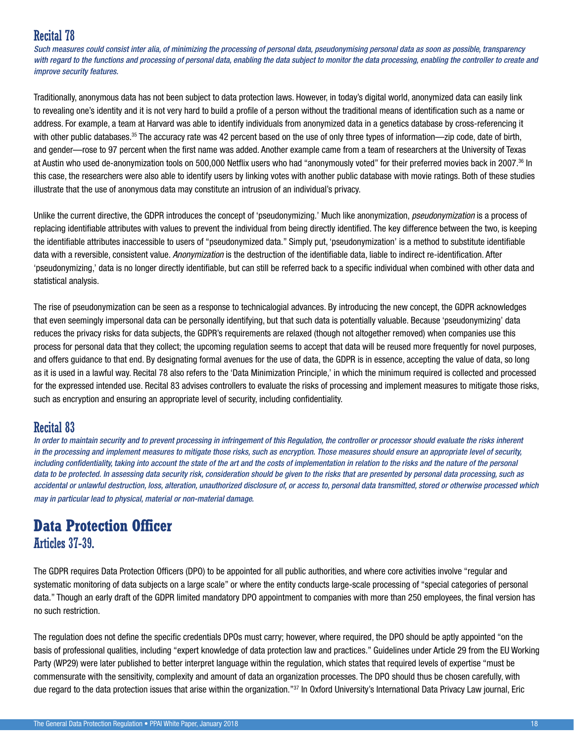## Recital 78

*Such measures could consist inter alia, of minimizing the processing of personal data, pseudonymising personal data as soon as possible, transparency with regard to the functions and processing of personal data, enabling the data subject to monitor the data processing, enabling the controller to create and improve security features.*

Traditionally, anonymous data has not been subject to data protection laws. However, in today's digital world, anonymized data can easily link to revealing one's identity and it is not very hard to build a profile of a person without the traditional means of identification such as a name or address. For example, a team at Harvard was able to identify individuals from anonymized data in a genetics database by cross-referencing it with other public databases.[35] The accuracy rate was 42 percent based on the use of only three types of information—zip code, date of birth, and gender—rose to 97 percent when the first name was added. Another example came from a team of researchers at the University of Texas at Austin who used de-anonymization tools on 500,000 Netflix users who had "anonymously voted" for their preferred movies back in 2007.[36] In this case, the researchers were also able to identify users by linking votes with another public database with movie ratings. Both of these studies illustrate that the use of anonymous data may constitute an intrusion of an individual's privacy.

Unlike the current directive, the GDPR introduces the concept of 'pseudonymizing.' Much like anonymization, *pseudonymization* is a process of replacing identifiable attributes with values to prevent the individual from being directly identified. The key difference between the two, is keeping the identifiable attributes inaccessible to users of "pseudonymized data." Simply put, 'pseudonymization' is a method to substitute identifiable data with a reversible, consistent value. *Anonymization* is the destruction of the identifiable data, liable to indirect re-identification. After 'pseudonymizing,' data is no longer directly identifiable, but can still be referred back to a specific individual when combined with other data and statistical analysis.

The rise of pseudonymization can be seen as a response to technicalogial advances. By introducing the new concept, the GDPR acknowledges that even seemingly impersonal data can be personally identifying, but that such data is potentially valuable. Because 'pseudonymizing' data reduces the privacy risks for data subjects, the GDPR's requirements are relaxed (though not altogether removed) when companies use this process for personal data that they collect; the upcoming regulation seems to accept that data will be reused more frequently for novel purposes, and offers guidance to that end. By designating formal avenues for the use of data, the GDPR is in essence, accepting the value of data, so long as it is used in a lawful way. Recital 78 also refers to the 'Data Minimization Principle,' in which the minimum required is collected and processed for the expressed intended use. Recital 83 advises controllers to evaluate the risks of processing and implement measures to mitigate those risks, such as encryption and ensuring an appropriate level of security, including confidentiality.

## Recital 83

*In order to maintain security and to prevent processing in infringement of this Regulation, the controller or processor should evaluate the risks inherent in the processing and implement measures to mitigate those risks, such as encryption. Those measures should ensure an appropriate level of security, including confidentiality, taking into account the state of the art and the costs of implementation in relation to the risks and the nature of the personal data to be protected. In assessing data security risk, consideration should be given to the risks that are presented by personal data processing, such as accidental or unlawful destruction, loss, alteration, unauthorized disclosure of, or access to, personal data transmitted, stored or otherwise processed which may in particular lead to physical, material or non-material damage.*

# Data Protection Officer

## Articles 37-39.

The GDPR requires Data Protection Officers (DPO) to be appointed for all public authorities, and where core activities involve "regular and systematic monitoring of data subjects on a large scale" or where the entity conducts large-scale processing of "special categories of personal data." Though an early draft of the GDPR limited mandatory DPO appointment to companies with more than 250 employees, the final version has no such restriction.

The regulation does not define the specific credentials DPOs must carry; however, where required, the DPO should be aptly appointed "on the basis of professional qualities, including "expert knowledge of data protection law and practices." Guidelines under Article 29 from the EU Working Party (WP29) were later published to better interpret language within the regulation, which states that required levels of expertise "must be commensurate with the sensitivity, complexity and amount of data an organization processes. The DPO should thus be chosen carefully, with due regard to the data protection issues that arise within the organization."[37] In Oxford University's International Data Privacy Law journal, Eric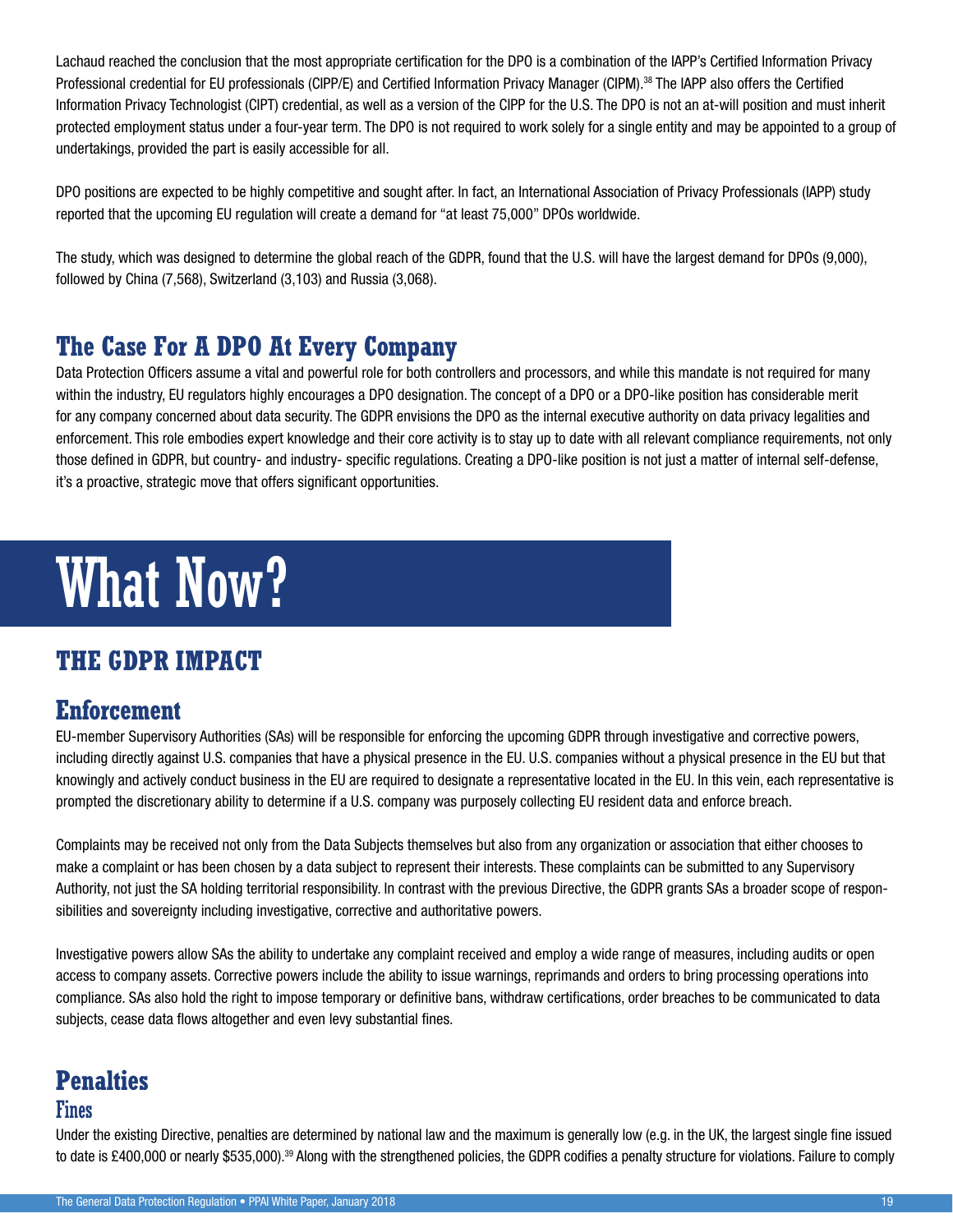Lachaud reached the conclusion that the most appropriate certification for the DPO is a combination of the IAPP's Certified Information Privacy Professional credential for EU professionals (CIPP/E) and Certified Information Privacy Manager (CIPM).[38] The IAPP also offers the Certified Information Privacy Technologist (CIPT) credential, as well as a version of the CIPP for the U.S. The DPO is not an at-will position and must inherit protected employment status under a four-year term. The DPO is not required to work solely for a single entity and may be appointed to a group of undertakings, provided the part is easily accessible for all.

DPO positions are expected to be highly competitive and sought after. In fact, an International Association of Privacy Professionals (IAPP) study reported that the upcoming EU regulation will create a demand for "at least 75,000" DPOs worldwide.

The study, which was designed to determine the global reach of the GDPR, found that the U.S. will have the largest demand for DPOs (9,000), followed by China (7,568), Switzerland (3,103) and Russia (3,068).

## The Case For A DPO At Every Company

Data Protection Officers assume a vital and powerful role for both controllers and processors, and while this mandate is not required for many within the industry, EU regulators highly encourages a DPO designation. The concept of a DPO or a DPO-like position has considerable merit for any company concerned about data security. The GDPR envisions the DPO as the internal executive authority on data privacy legalities and enforcement. This role embodies expert knowledge and their core activity is to stay up to date with all relevant compliance requirements, not only those defined in GDPR, but country- and industry- specific regulations. Creating a DPO-like position is not just a matter of internal self-defense, it's a proactive, strategic move that offers significant opportunities.

# What Now?

## THE GDPR IMPACT

### Enforcement

EU-member Supervisory Authorities (SAs) will be responsible for enforcing the upcoming GDPR through investigative and corrective powers, including directly against U.S. companies that have a physical presence in the EU. U.S. companies without a physical presence in the EU but that knowingly and actively conduct business in the EU are required to designate a representative located in the EU. In this vein, each representative is prompted the discretionary ability to determine if a U.S. company was purposely collecting EU resident data and enforce breach.

Complaints may be received not only from the Data Subjects themselves but also from any organization or association that either chooses to make a complaint or has been chosen by a data subject to represent their interests. These complaints can be submitted to any Supervisory Authority, not just the SA holding territorial responsibility. In contrast with the previous Directive, the GDPR grants SAs a broader scope of responsibilities and sovereignty including investigative, corrective and authoritative powers.

Investigative powers allow SAs the ability to undertake any complaint received and employ a wide range of measures, including audits or open access to company assets. Corrective powers include the ability to issue warnings, reprimands and orders to bring processing operations into compliance. SAs also hold the right to impose temporary or definitive bans, withdraw certifications, order breaches to be communicated to data subjects, cease data flows altogether and even levy substantial fines.

### Penalties

#### Fines

Under the existing Directive, penalties are determined by national law and the maximum is generally low (e.g. in the UK, the largest single fine issued to date is £400,000 or nearly \$535,000).[39] Along with the strengthened policies, the GDPR codifies a penalty structure for violations. Failure to comply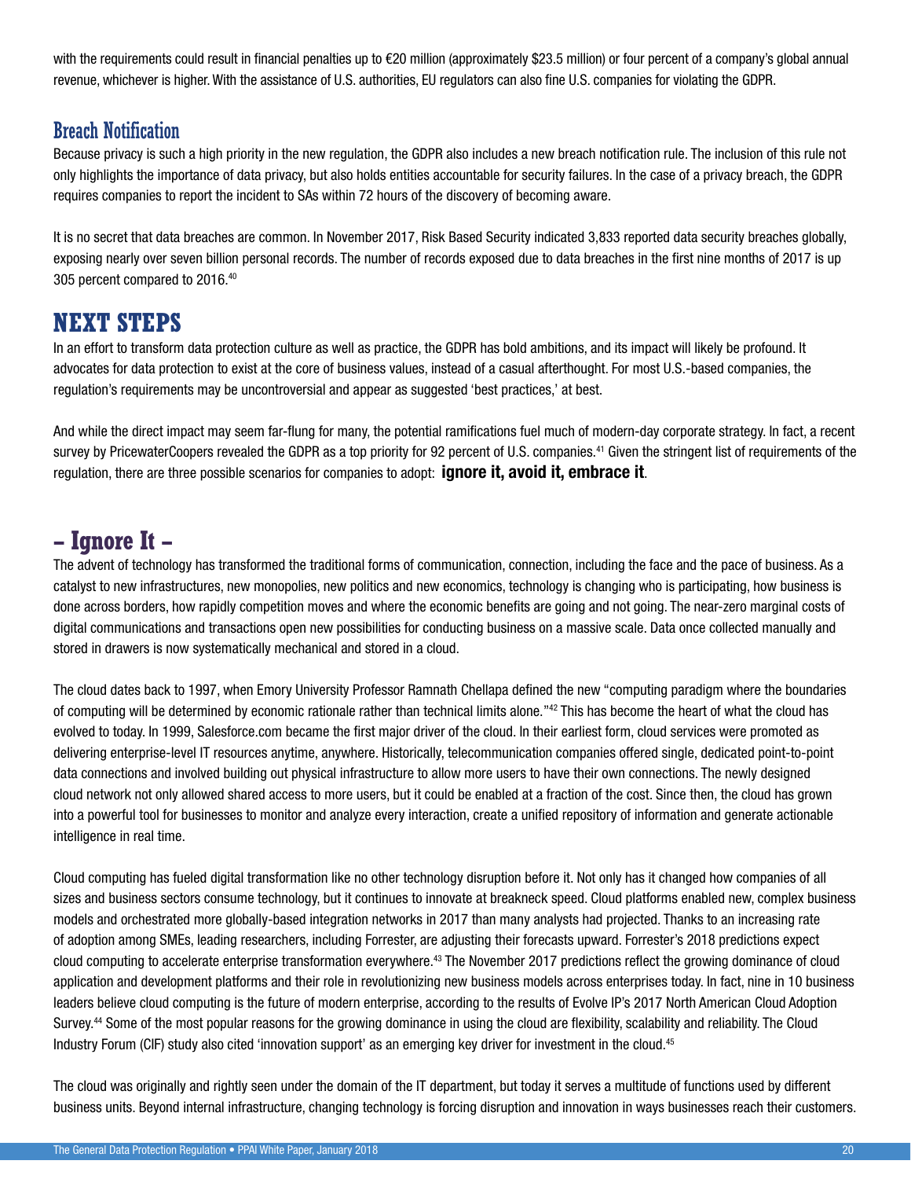with the requirements could result in financial penalties up to €20 million (approximately $23.5 million) or four percent of a company's global annual revenue, whichever is higher. With the assistance of U.S. authorities, EU regulators can also fine U.S. companies for violating the GDPR.

### Breach Notification

Because privacy is such a high priority in the new regulation, the GDPR also includes a new breach notification rule. The inclusion of this rule not only highlights the importance of data privacy, but also holds entities accountable for security failures. In the case of a privacy breach, the GDPR requires companies to report the incident to SAs within 72 hours of the discovery of becoming aware.

It is no secret that data breaches are common. In November 2017, Risk Based Security indicated 3,833 reported data security breaches globally, exposing nearly over seven billion personal records. The number of records exposed due to data breaches in the first nine months of 2017 is up 305 percent compared to 2016.[40]

## NEXT STEPS

In an effort to transform data protection culture as well as practice, the GDPR has bold ambitions, and its impact will likely be profound. It advocates for data protection to exist at the core of business values, instead of a casual afterthought. For most U.S.-based companies, the regulation's requirements may be uncontroversial and appear as suggested 'best practices,' at best.

And while the direct impact may seem far-flung for many, the potential ramifications fuel much of modern-day corporate strategy. In fact, a recent survey by PricewaterCoopers revealed the GDPR as a top priority for 92 percent of U.S. companies.[41] Given the stringent list of requirements of the regulation, there are three possible scenarios for companies to adopt: **ignore it, avoid it, embrace it**.

## – Ignore It –

The advent of technology has transformed the traditional forms of communication, connection, including the face and the pace of business. As a catalyst to new infrastructures, new monopolies, new politics and new economics, technology is changing who is participating, how business is done across borders, how rapidly competition moves and where the economic benefits are going and not going. The near-zero marginal costs of digital communications and transactions open new possibilities for conducting business on a massive scale. Data once collected manually and stored in drawers is now systematically mechanical and stored in a cloud.

The cloud dates back to 1997, when Emory University Professor Ramnath Chellapa defined the new "computing paradigm where the boundaries of computing will be determined by economic rationale rather than technical limits alone."[42] This has become the heart of what the cloud has evolved to today. In 1999, Salesforce.com became the first major driver of the cloud. In their earliest form, cloud services were promoted as delivering enterprise-level IT resources anytime, anywhere. Historically, telecommunication companies offered single, dedicated point-to-point data connections and involved building out physical infrastructure to allow more users to have their own connections. The newly designed cloud network not only allowed shared access to more users, but it could be enabled at a fraction of the cost. Since then, the cloud has grown into a powerful tool for businesses to monitor and analyze every interaction, create a unified repository of information and generate actionable intelligence in real time.

Cloud computing has fueled digital transformation like no other technology disruption before it. Not only has it changed how companies of all sizes and business sectors consume technology, but it continues to innovate at breakneck speed. Cloud platforms enabled new, complex business models and orchestrated more globally-based integration networks in 2017 than many analysts had projected. Thanks to an increasing rate of adoption among SMEs, leading researchers, including Forrester, are adjusting their forecasts upward. Forrester's 2018 predictions expect cloud computing to accelerate enterprise transformation everywhere.[43] The November 2017 predictions reflect the growing dominance of cloud application and development platforms and their role in revolutionizing new business models across enterprises today. In fact, nine in 10 business leaders believe cloud computing is the future of modern enterprise, according to the results of Evolve IP's 2017 North American Cloud Adoption Survey.[44] Some of the most popular reasons for the growing dominance in using the cloud are flexibility, scalability and reliability. The Cloud Industry Forum (CIF) study also cited 'innovation support' as an emerging key driver for investment in the cloud.[45]

The cloud was originally and rightly seen under the domain of the IT department, but today it serves a multitude of functions used by different business units. Beyond internal infrastructure, changing technology is forcing disruption and innovation in ways businesses reach their customers.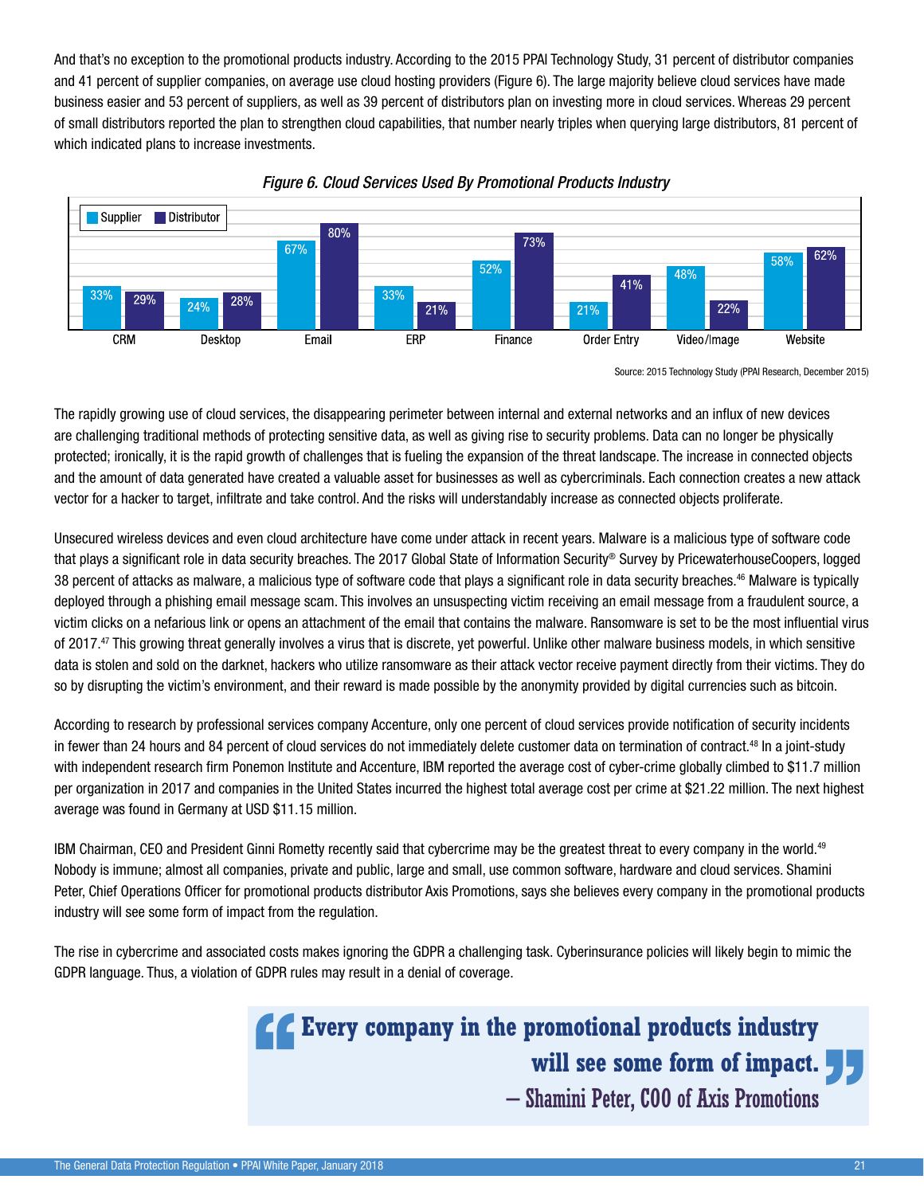And that's no exception to the promotional products industry. According to the 2015 PPAI Technology Study, 31 percent of distributor companies and 41 percent of supplier companies, on average use cloud hosting providers (Figure 6). The large majority believe cloud services have made business easier and 53 percent of suppliers, as well as 39 percent of distributors plan on investing more in cloud services. Whereas 29 percent of small distributors reported the plan to strengthen cloud capabilities, that number nearly triples when querying large distributors, 81 percent of which indicated plans to increase investments.

*Figure 6. Cloud Services Used By Promotional Products Industry*

| | Supplier | Distributor |
|---|---|---|
| CRM | 33% | 29% |
| Desktop | 24% | 28% |
| Email | 67% | 80% |
| ERP | 33% | 21% |
| Finance | 52% | 73% |
| Order Entry | 21% | 41% |
| Video/Image | 48% | 22% |
| Website | 58% | 62% |

Source: 2015 Technology Study (PPAI Research, December 2015)

The rapidly growing use of cloud services, the disappearing perimeter between internal and external networks and an influx of new devices are challenging traditional methods of protecting sensitive data, as well as giving rise to security problems. Data can no longer be physically protected; ironically, it is the rapid growth of challenges that is fueling the expansion of the threat landscape. The increase in connected objects and the amount of data generated have created a valuable asset for businesses as well as cybercriminals. Each connection creates a new attack vector for a hacker to target, infiltrate and take control. And the risks will understandably increase as connected objects proliferate.

Unsecured wireless devices and even cloud architecture have come under attack in recent years. Malware is a malicious type of software code that plays a significant role in data security breaches. The 2017 Global State of Information Security® Survey by PricewaterhouseCoopers, logged 38 percent of attacks as malware, a malicious type of software code that plays a significant role in data security breaches.[46] Malware is typically deployed through a phishing email message scam. This involves an unsuspecting victim receiving an email message from a fraudulent source, a victim clicks on a nefarious link or opens an attachment of the email that contains the malware. Ransomware is set to be the most influential virus of 2017.[47] This growing threat generally involves a virus that is discrete, yet powerful. Unlike other malware business models, in which sensitive data is stolen and sold on the darknet, hackers who utilize ransomware as their attack vector receive payment directly from their victims. They do so by disrupting the victim's environment, and their reward is made possible by the anonymity provided by digital currencies such as bitcoin.

According to research by professional services company Accenture, only one percent of cloud services provide notification of security incidents in fewer than 24 hours and 84 percent of cloud services do not immediately delete customer data on termination of contract.[48] In a joint-study with independent research firm Ponemon Institute and Accenture, IBM reported the average cost of cyber-crime globally climbed to \$11.7 million per organization in 2017 and companies in the United States incurred the highest total average cost per crime at \$21.22 million. The next highest average was found in Germany at USD \$11.15 million.

IBM Chairman, CEO and President Ginni Rometty recently said that cybercrime may be the greatest threat to every company in the world.[49] Nobody is immune; almost all companies, private and public, large and small, use common software, hardware and cloud services. Shamini Peter, Chief Operations Officer for promotional products distributor Axis Promotions, says she believes every company in the promotional products industry will see some form of impact from the regulation.

The rise in cybercrime and associated costs makes ignoring the GDPR a challenging task. Cyberinsurance policies will likely begin to mimic the GDPR language. Thus, a violation of GDPR rules may result in a denial of coverage.

> **"Every company in the promotional products industry will see some form of impact."**
> – Shamini Peter, COO of Axis Promotions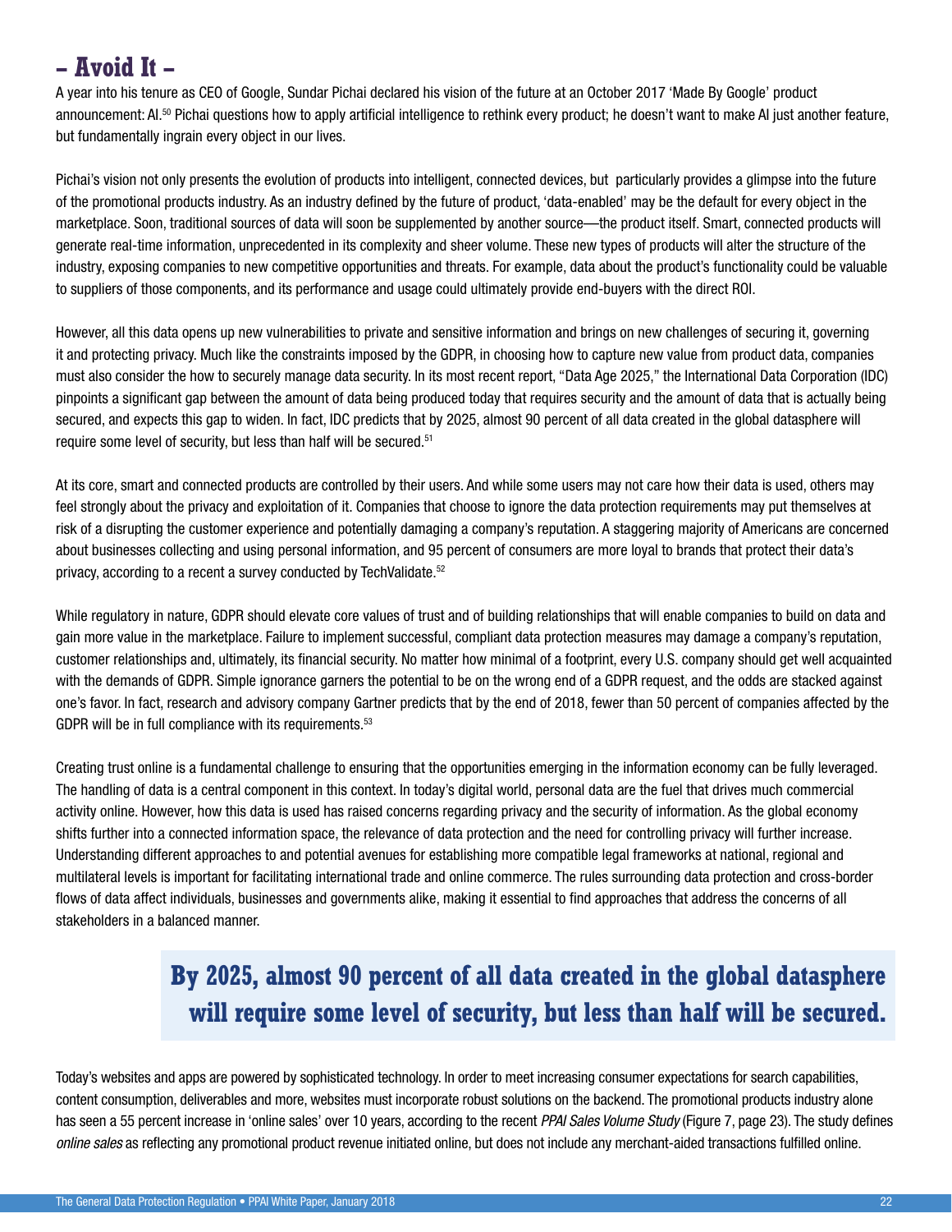## – Avoid It –

A year into his tenure as CEO of Google, Sundar Pichai declared his vision of the future at an October 2017 'Made By Google' product announcement: AI.[50] Pichai questions how to apply artificial intelligence to rethink every product; he doesn't want to make AI just another feature, but fundamentally ingrain every object in our lives.

Pichai's vision not only presents the evolution of products into intelligent, connected devices, but particularly provides a glimpse into the future of the promotional products industry. As an industry defined by the future of product, 'data-enabled' may be the default for every object in the marketplace. Soon, traditional sources of data will soon be supplemented by another source—the product itself. Smart, connected products will generate real-time information, unprecedented in its complexity and sheer volume. These new types of products will alter the structure of the industry, exposing companies to new competitive opportunities and threats. For example, data about the product's functionality could be valuable to suppliers of those components, and its performance and usage could ultimately provide end-buyers with the direct ROI.

However, all this data opens up new vulnerabilities to private and sensitive information and brings on new challenges of securing it, governing it and protecting privacy. Much like the constraints imposed by the GDPR, in choosing how to capture new value from product data, companies must also consider the how to securely manage data security. In its most recent report, "Data Age 2025," the International Data Corporation (IDC) pinpoints a significant gap between the amount of data being produced today that requires security and the amount of data that is actually being secured, and expects this gap to widen. In fact, IDC predicts that by 2025, almost 90 percent of all data created in the global datasphere will require some level of security, but less than half will be secured.[51]

At its core, smart and connected products are controlled by their users. And while some users may not care how their data is used, others may feel strongly about the privacy and exploitation of it. Companies that choose to ignore the data protection requirements may put themselves at risk of a disrupting the customer experience and potentially damaging a company's reputation. A staggering majority of Americans are concerned about businesses collecting and using personal information, and 95 percent of consumers are more loyal to brands that protect their data's privacy, according to a recent a survey conducted by TechValidate.[52]

While regulatory in nature, GDPR should elevate core values of trust and of building relationships that will enable companies to build on data and gain more value in the marketplace. Failure to implement successful, compliant data protection measures may damage a company's reputation, customer relationships and, ultimately, its financial security. No matter how minimal of a footprint, every U.S. company should get well acquainted with the demands of GDPR. Simple ignorance garners the potential to be on the wrong end of a GDPR request, and the odds are stacked against one's favor. In fact, research and advisory company Gartner predicts that by the end of 2018, fewer than 50 percent of companies affected by the GDPR will be in full compliance with its requirements.[53]

Creating trust online is a fundamental challenge to ensuring that the opportunities emerging in the information economy can be fully leveraged. The handling of data is a central component in this context. In today's digital world, personal data are the fuel that drives much commercial activity online. However, how this data is used has raised concerns regarding privacy and the security of information. As the global economy shifts further into a connected information space, the relevance of data protection and the need for controlling privacy will further increase. Understanding different approaches to and potential avenues for establishing more compatible legal frameworks at national, regional and multilateral levels is important for facilitating international trade and online commerce. The rules surrounding data protection and cross-border flows of data affect individuals, businesses and governments alike, making it essential to find approaches that address the concerns of all stakeholders in a balanced manner.

> **By 2025, almost 90 percent of all data created in the global datasphere will require some level of security, but less than half will be secured.**

Today's websites and apps are powered by sophisticated technology. In order to meet increasing consumer expectations for search capabilities, content consumption, deliverables and more, websites must incorporate robust solutions on the backend. The promotional products industry alone has seen a 55 percent increase in 'online sales' over 10 years, according to the recent *PPAI Sales Volume Study* (Figure 7, page 23). The study defines *online sales* as reflecting any promotional product revenue initiated online, but does not include any merchant-aided transactions fulfilled online.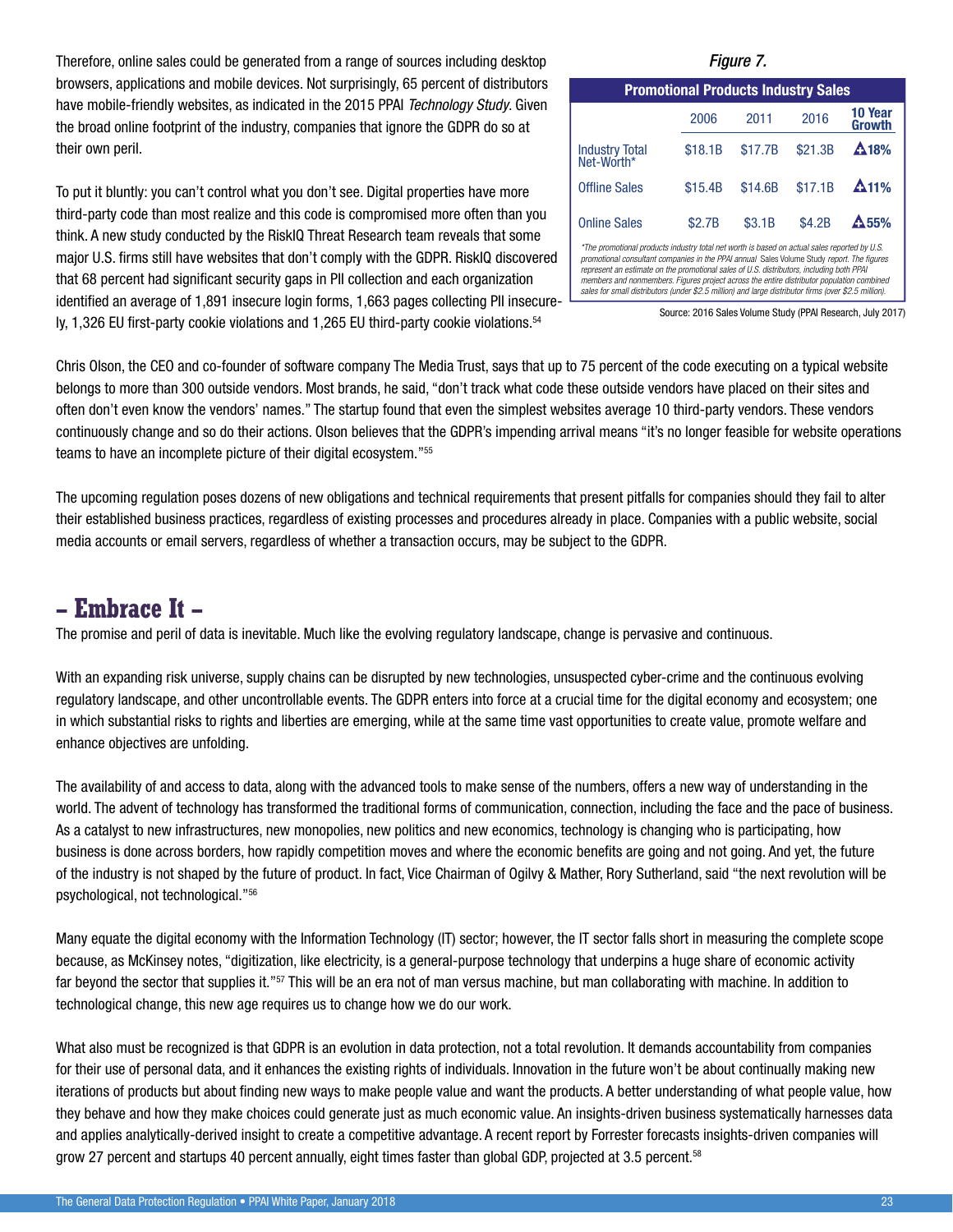Therefore, online sales could be generated from a range of sources including desktop browsers, applications and mobile devices. Not surprisingly, 65 percent of distributors have mobile-friendly websites, as indicated in the 2015 PPAI *Technology Study*. Given the broad online footprint of the industry, companies that ignore the GDPR do so at their own peril.

To put it bluntly: you can't control what you don't see. Digital properties have more third-party code than most realize and this code is compromised more often than you think. A new study conducted by the RiskIQ Threat Research team reveals that some major U.S. firms still have websites that don't comply with the GDPR. RiskIQ discovered that 68 percent had significant security gaps in PII collection and each organization identified an average of 1,891 insecure login forms, 1,663 pages collecting PII insecurely, 1,326 EU first-party cookie violations and 1,265 EU third-party cookie violations.[54]

*Figure 7.*

**Promotional Products Industry Sales**

| | 2006 | 2011 | 2016 | 10 Year Growth |
|---|---|---|---|---|
| Industry Total Net-Worth* | $18.1B | $17.7B | $21.3B | ▲18% |
| Offline Sales | $15.4B | $14.6B | $17.1B | ▲11% |
| Online Sales | $2.7B | $3.1B | $4.2B | ▲55% |

*\*The promotional products industry total net worth is based on actual sales reported by U.S. promotional consultant companies in the PPAI annual Sales Volume Study report. The figures represent an estimate on the promotional sales of U.S. distributors, including both PPAI members and nonmembers. Figures project across the entire distributor population combined sales for small distributors (under $2.5 million) and large distributor firms (over $2.5 million).*

Source: 2016 Sales Volume Study (PPAI Research, July 2017)

Chris Olson, the CEO and co-founder of software company The Media Trust, says that up to 75 percent of the code executing on a typical website belongs to more than 300 outside vendors. Most brands, he said, "don't track what code these outside vendors have placed on their sites and often don't even know the vendors' names." The startup found that even the simplest websites average 10 third-party vendors. These vendors continuously change and so do their actions. Olson believes that the GDPR's impending arrival means "it's no longer feasible for website operations teams to have an incomplete picture of their digital ecosystem."[55]

The upcoming regulation poses dozens of new obligations and technical requirements that present pitfalls for companies should they fail to alter their established business practices, regardless of existing processes and procedures already in place. Companies with a public website, social media accounts or email servers, regardless of whether a transaction occurs, may be subject to the GDPR.

## – Embrace It –

The promise and peril of data is inevitable. Much like the evolving regulatory landscape, change is pervasive and continuous.

With an expanding risk universe, supply chains can be disrupted by new technologies, unsuspected cyber-crime and the continuous evolving regulatory landscape, and other uncontrollable events. The GDPR enters into force at a crucial time for the digital economy and ecosystem; one in which substantial risks to rights and liberties are emerging, while at the same time vast opportunities to create value, promote welfare and enhance objectives are unfolding.

The availability of and access to data, along with the advanced tools to make sense of the numbers, offers a new way of understanding in the world. The advent of technology has transformed the traditional forms of communication, connection, including the face and the pace of business. As a catalyst to new infrastructures, new monopolies, new politics and new economics, technology is changing who is participating, how business is done across borders, how rapidly competition moves and where the economic benefits are going and not going. And yet, the future of the industry is not shaped by the future of product. In fact, Vice Chairman of Ogilvy & Mather, Rory Sutherland, said "the next revolution will be psychological, not technological."[56]

Many equate the digital economy with the Information Technology (IT) sector; however, the IT sector falls short in measuring the complete scope because, as McKinsey notes, "digitization, like electricity, is a general-purpose technology that underpins a huge share of economic activity far beyond the sector that supplies it."[57] This will be an era not of man versus machine, but man collaborating with machine. In addition to technological change, this new age requires us to change how we do our work.

What also must be recognized is that GDPR is an evolution in data protection, not a total revolution. It demands accountability from companies for their use of personal data, and it enhances the existing rights of individuals. Innovation in the future won't be about continually making new iterations of products but about finding new ways to make people value and want the products. A better understanding of what people value, how they behave and how they make choices could generate just as much economic value. An insights-driven business systematically harnesses data and applies analytically-derived insight to create a competitive advantage. A recent report by Forrester forecasts insights-driven companies will grow 27 percent and startups 40 percent annually, eight times faster than global GDP, projected at 3.5 percent.[58]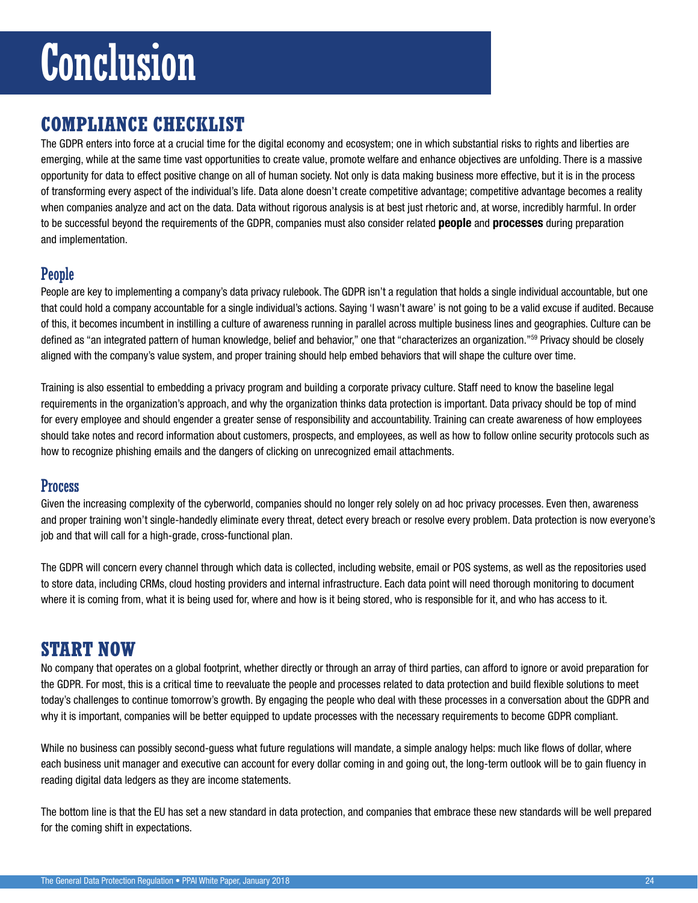# Conclusion

## COMPLIANCE CHECKLIST

The GDPR enters into force at a crucial time for the digital economy and ecosystem; one in which substantial risks to rights and liberties are emerging, while at the same time vast opportunities to create value, promote welfare and enhance objectives are unfolding. There is a massive opportunity for data to effect positive change on all of human society. Not only is data making business more effective, but it is in the process of transforming every aspect of the individual's life. Data alone doesn't create competitive advantage; competitive advantage becomes a reality when companies analyze and act on the data. Data without rigorous analysis is at best just rhetoric and, at worse, incredibly harmful. In order to be successful beyond the requirements of the GDPR, companies must also consider related **people** and **processes** during preparation and implementation.

### People

People are key to implementing a company's data privacy rulebook. The GDPR isn't a regulation that holds a single individual accountable, but one that could hold a company accountable for a single individual's actions. Saying 'I wasn't aware' is not going to be a valid excuse if audited. Because of this, it becomes incumbent in instilling a culture of awareness running in parallel across multiple business lines and geographies. Culture can be defined as "an integrated pattern of human knowledge, belief and behavior," one that "characterizes an organization."[59] Privacy should be closely aligned with the company's value system, and proper training should help embed behaviors that will shape the culture over time.

Training is also essential to embedding a privacy program and building a corporate privacy culture. Staff need to know the baseline legal requirements in the organization's approach, and why the organization thinks data protection is important. Data privacy should be top of mind for every employee and should engender a greater sense of responsibility and accountability. Training can create awareness of how employees should take notes and record information about customers, prospects, and employees, as well as how to follow online security protocols such as how to recognize phishing emails and the dangers of clicking on unrecognized email attachments.

### Process

Given the increasing complexity of the cyberworld, companies should no longer rely solely on ad hoc privacy processes. Even then, awareness and proper training won't single-handedly eliminate every threat, detect every breach or resolve every problem. Data protection is now everyone's job and that will call for a high-grade, cross-functional plan.

The GDPR will concern every channel through which data is collected, including website, email or POS systems, as well as the repositories used to store data, including CRMs, cloud hosting providers and internal infrastructure. Each data point will need thorough monitoring to document where it is coming from, what it is being used for, where and how is it being stored, who is responsible for it, and who has access to it.

## START NOW

No company that operates on a global footprint, whether directly or through an array of third parties, can afford to ignore or avoid preparation for the GDPR. For most, this is a critical time to reevaluate the people and processes related to data protection and build flexible solutions to meet today's challenges to continue tomorrow's growth. By engaging the people who deal with these processes in a conversation about the GDPR and why it is important, companies will be better equipped to update processes with the necessary requirements to become GDPR compliant.

While no business can possibly second-guess what future regulations will mandate, a simple analogy helps: much like flows of dollar, where each business unit manager and executive can account for every dollar coming in and going out, the long-term outlook will be to gain fluency in reading digital data ledgers as they are income statements.

The bottom line is that the EU has set a new standard in data protection, and companies that embrace these new standards will be well prepared for the coming shift in expectations.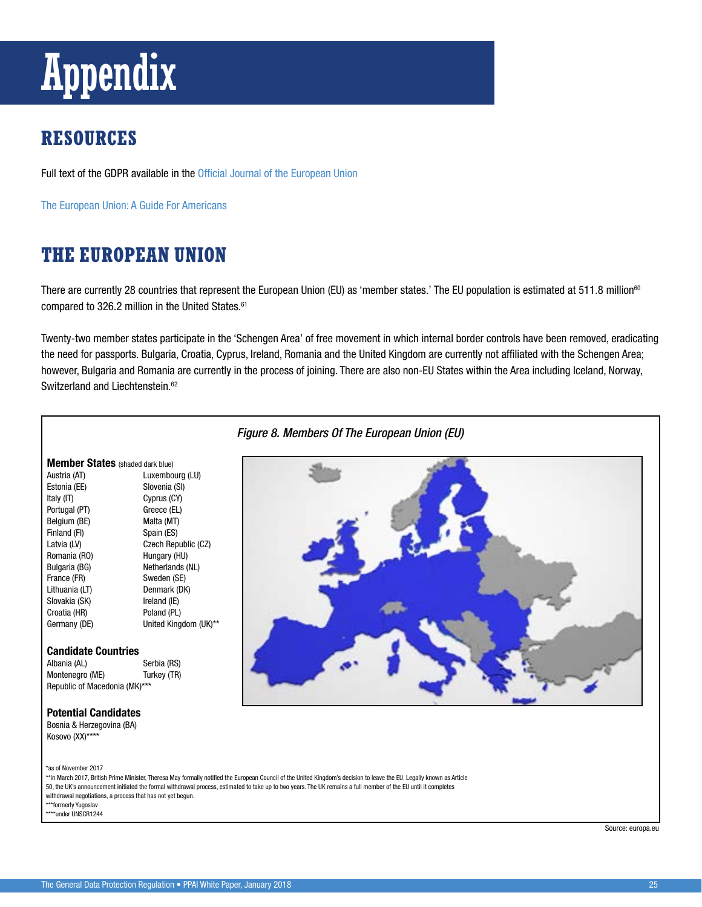# Appendix

## RESOURCES

Full text of the GDPR available in the Official Journal of the European Union

The European Union: A Guide For Americans

## THE EUROPEAN UNION

There are currently 28 countries that represent the European Union (EU) as 'member states.' The EU population is estimated at 511.8 million[60] compared to 326.2 million in the United States.[61]

Twenty-two member states participate in the 'Schengen Area' of free movement in which internal border controls have been removed, eradicating the need for passports. Bulgaria, Croatia, Cyprus, Ireland, Romania and the United Kingdom are currently not affiliated with the Schengen Area; however, Bulgaria and Romania are currently in the process of joining. There are also non-EU States within the Area including Iceland, Norway, Switzerland and Liechtenstein.[62]

*Figure 8. Members Of The European Union (EU)*

**Member States** (shaded dark blue)

| | |
|---|---|
| Austria (AT) | Luxembourg (LU) |
| Estonia (EE) | Slovenia (SI) |
| Italy (IT) | Cyprus (CY) |
| Portugal (PT) | Greece (EL) |
| Belgium (BE) | Malta (MT) |
| Finland (FI) | Spain (ES) |
| Latvia (LV) | Czech Republic (CZ) |
| Romania (RO) | Hungary (HU) |
| Bulgaria (BG) | Netherlands (NL) |
| France (FR) | Sweden (SE) |
| Lithuania (LT) | Denmark (DK) |
| Slovakia (SK) | Ireland (IE) |
| Croatia (HR) | Poland (PL) |
| Germany (DE) | United Kingdom (UK)** |

**Candidate Countries**

| | |
|---|---|
| Albania (AL) | Serbia (RS) |
| Montenegro (ME) | Turkey (TR) |
| Republic of Macedonia (MK)*** | |

**Potential Candidates**

Bosnia & Herzegovina (BA)
Kosovo (XX)****

*as of November 2017
**in March 2017, British Prime Minister, Theresa May formally notified the European Council of the United Kingdom's decision to leave the EU. Legally known as Article 50, the UK's announcement initiated the formal withdrawal process, estimated to take up to two years. The UK remains a full member of the EU until it completes withdrawal negotiations, a process that has not yet begun.
***formerly Yugoslav
****under UNSCR1244

Source: europa.eu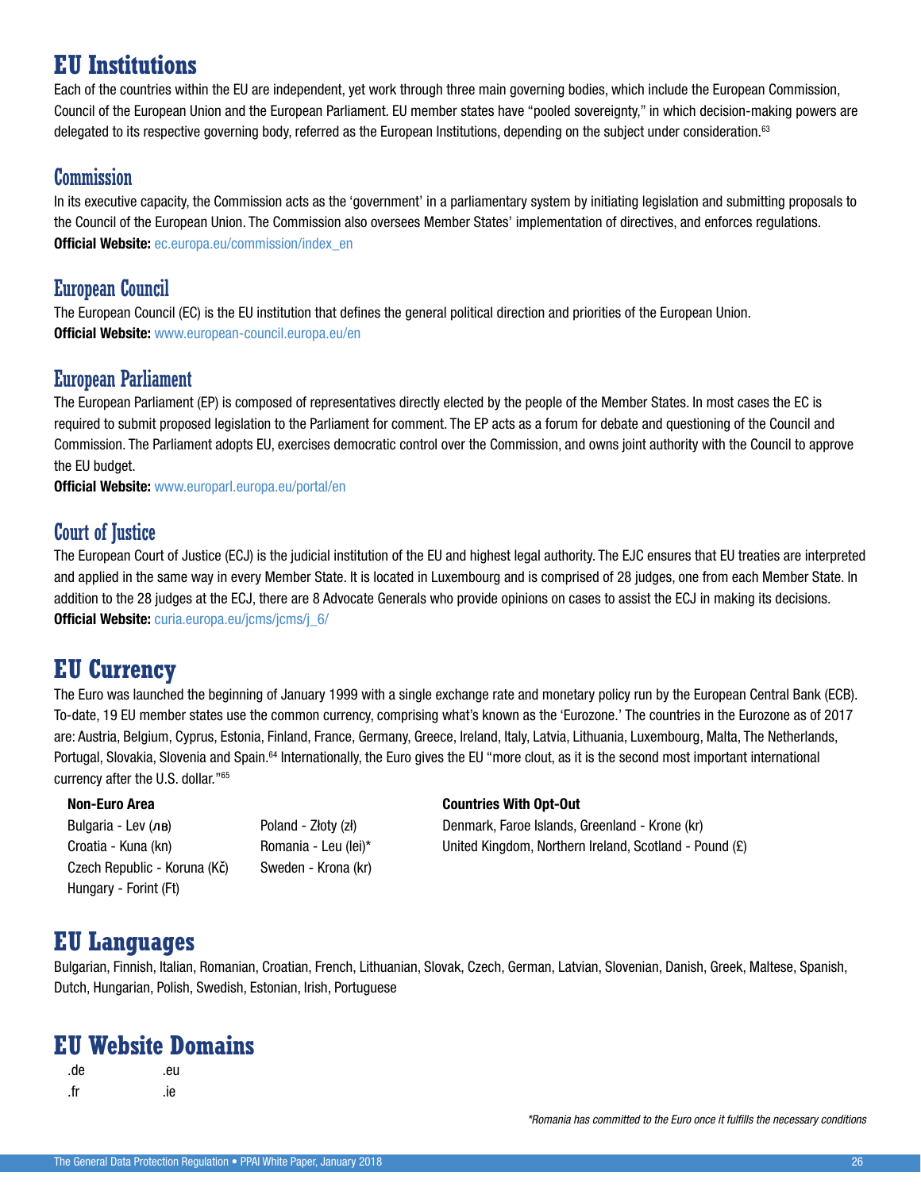# EU Institutions

Each of the countries within the EU are independent, yet work through three main governing bodies, which include the European Commission, Council of the European Union and the European Parliament. EU member states have "pooled sovereignty," in which decision-making powers are delegated to its respective governing body, referred as the European Institutions, depending on the subject under consideration.[63]

## Commission

In its executive capacity, the Commission acts as the 'government' in a parliamentary system by initiating legislation and submitting proposals to the Council of the European Union. The Commission also oversees Member States' implementation of directives, and enforces regulations.
**Official Website:** ec.europa.eu/commission/index_en

## European Council

The European Council (EC) is the EU institution that defines the general political direction and priorities of the European Union.
**Official Website:** www.european-council.europa.eu/en

## European Parliament

The European Parliament (EP) is composed of representatives directly elected by the people of the Member States. In most cases the EC is required to submit proposed legislation to the Parliament for comment. The EP acts as a forum for debate and questioning of the Council and Commission. The Parliament adopts EU, exercises democratic control over the Commission, and owns joint authority with the Council to approve the EU budget.
**Official Website:** www.europarl.europa.eu/portal/en

## Court of Justice

The European Court of Justice (ECJ) is the judicial institution of the EU and highest legal authority. The EJC ensures that EU treaties are interpreted and applied in the same way in every Member State. It is located in Luxembourg and is comprised of 28 judges, one from each Member State. In addition to the 28 judges at the ECJ, there are 8 Advocate Generals who provide opinions on cases to assist the ECJ in making its decisions.
**Official Website:** curia.europa.eu/jcms/jcms/j_6/

# EU Currency

The Euro was launched the beginning of January 1999 with a single exchange rate and monetary policy run by the European Central Bank (ECB). To-date, 19 EU member states use the common currency, comprising what's known as the 'Eurozone.' The countries in the Eurozone as of 2017 are: Austria, Belgium, Cyprus, Estonia, Finland, France, Germany, Greece, Ireland, Italy, Latvia, Lithuania, Luxembourg, Malta, The Netherlands, Portugal, Slovakia, Slovenia and Spain.[64] Internationally, the Euro gives the EU "more clout, as it is the second most important international currency after the U.S. dollar."[65]

**Non-Euro Area**

Bulgaria - Lev (лв)
Croatia - Kuna (kn)
Czech Republic - Koruna (Kč)
Hungary - Forint (Ft)
Poland - Złoty (zł)
Romania - Leu (lei)*
Sweden - Krona (kr)

**Countries With Opt-Out**

Denmark, Faroe Islands, Greenland - Krone (kr)
United Kingdom, Northern Ireland, Scotland - Pound (£)

# EU Languages

Bulgarian, Finnish, Italian, Romanian, Croatian, French, Lithuanian, Slovak, Czech, German, Latvian, Slovenian, Danish, Greek, Maltese, Spanish, Dutch, Hungarian, Polish, Swedish, Estonian, Irish, Portuguese

# EU Website Domains

.de
.fr
.eu
.ie

*Romania has committed to the Euro once it fulfills the necessary conditions*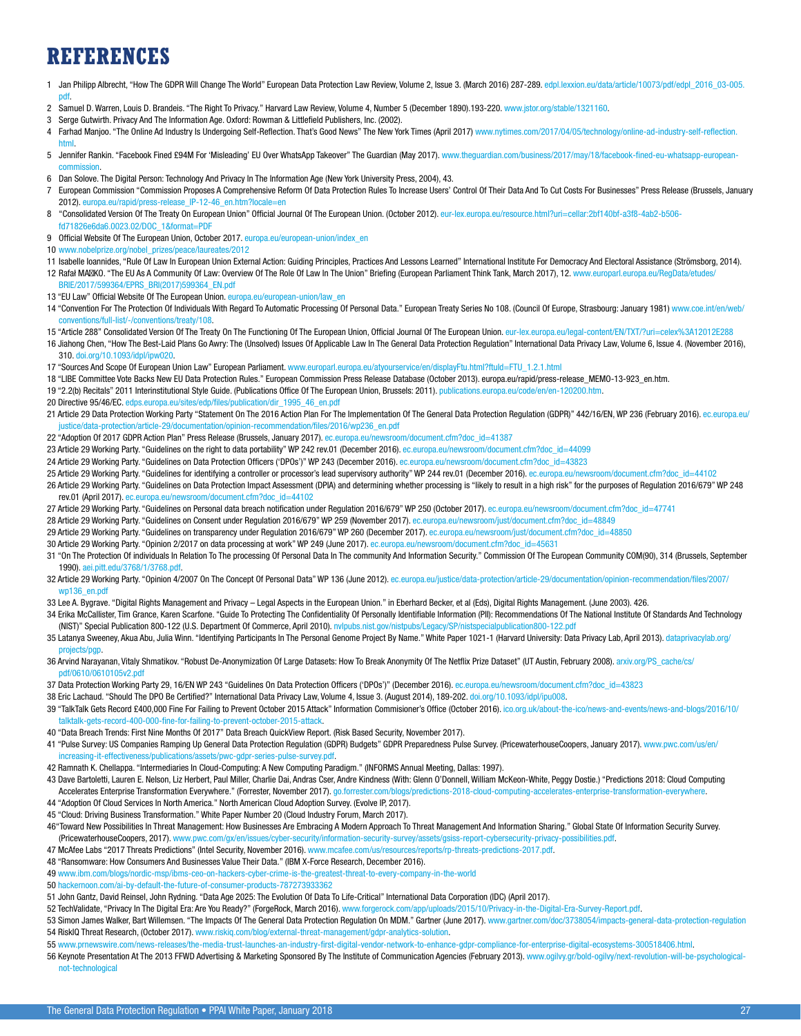# REFERENCES

1 Jan Philipp Albrecht, "How The GDPR Will Change The World" European Data Protection Law Review, Volume 2, Issue 3. (March 2016) 287-289. edpl.lexxion.eu/data/article/10073/pdf/edpl_2016_03-005.pdf.

2 Samuel D. Warren, Louis D. Brandeis. "The Right To Privacy." Harvard Law Review, Volume 4, Number 5 (December 1890).193-220. www.jstor.org/stable/1321160.

3 Serge Gutwirth. Privacy And The Information Age. Oxford: Rowman & Littlefield Publishers, Inc. (2002).

4 Farhad Manjoo. "The Online Ad Industry Is Undergoing Self-Reflection. That's Good News" The New York Times (April 2017) www.nytimes.com/2017/04/05/technology/online-ad-industry-self-reflection.html.

5 Jennifer Rankin. "Facebook Fined £94M For 'Misleading' EU Over WhatsApp Takeover" The Guardian (May 2017). www.theguardian.com/business/2017/may/18/facebook-fined-eu-whatsapp-european-commission.

6 Dan Solove. The Digital Person: Technology And Privacy In The Information Age (New York University Press, 2004), 43.

7 European Commission "Commission Proposes A Comprehensive Reform Of Data Protection Rules To Increase Users' Control Of Their Data And To Cut Costs For Businesses" Press Release (Brussels, January 2012). europa.eu/rapid/press-release_IP-12-46_en.htm?locale=en

8 "Consolidated Version Of The Treaty On European Union" Official Journal Of The European Union. (October 2012). eur-lex.europa.eu/resource.html?uri=cellar:2bf140bf-a3f8-4ab2-b506-fd71826e6da6.0023.02/DOC_1&format=PDF

9 Official Website Of The European Union, October 2017. europa.eu/european-union/index_en

10 www.nobelprize.org/nobel_prizes/peace/laureates/2012

11 Isabelle Ioannides, "Rule Of Law In European Union External Action: Guiding Principles, Practices And Lessons Learned" International Institute For Democracy And Electoral Assistance (Strömsborg, 2014).

12 Rafał MA�KO. "The EU As A Community Of Law: Overview Of The Role Of Law In The Union" Briefing (European Parliament Think Tank, March 2017), 12. www.europarl.europa.eu/RegData/etudes/BRIE/2017/599364/EPRS_BRI(2017)599364_EN.pdf

13 "EU Law" Official Website Of The European Union. europa.eu/european-union/law_en

14 "Convention For The Protection Of Individuals With Regard To Automatic Processing Of Personal Data." European Treaty Series No 108. (Council Of Europe, Strasbourg: January 1981) www.coe.int/en/web/conventions/full-list/-/conventions/treaty/108.

15 "Article 288" Consolidated Version Of The Treaty On The Functioning Of The European Union, Official Journal Of The European Union. eur-lex.europa.eu/legal-content/EN/TXT/?uri=celex%3A12012E288

16 Jiahong Chen, "How The Best-Laid Plans Go Awry: The (Unsolved) Issues Of Applicable Law In The General Data Protection Regulation" International Data Privacy Law, Volume 6, Issue 4. (November 2016), 310. doi.org/10.1093/idpl/ipw020.

17 "Sources And Scope Of European Union Law" European Parliament. www.europarl.europa.eu/atyourservice/en/displayFtu.html?ftuId=FTU_1.2.1.html

18 "LIBE Committee Vote Backs New EU Data Protection Rules." European Commission Press Release Database (October 2013). europa.eu/rapid/press-release_MEMO-13-923_en.htm.

19 "2.2(b) Recitals" 2011 Interinstitutional Style Guide. (Publications Office Of The European Union, Brussels: 2011). publications.europa.eu/code/en/en-120200.htm.

20 Directive 95/46/EC. edps.europa.eu/sites/edp/files/publication/dir_1995_46_en.pdf

21 Article 29 Data Protection Working Party "Statement On The 2016 Action Plan For The Implementation Of The General Data Protection Regulation (GDPR)" 442/16/EN, WP 236 (February 2016). ec.europa.eu/justice/data-protection/article-29/documentation/opinion-recommendation/files/2016/wp236_en.pdf

22 "Adoption Of 2017 GDPR Action Plan" Press Release (Brussels, January 2017). ec.europa.eu/newsroom/document.cfm?doc_id=41387

23 Article 29 Working Party. "Guidelines on the right to data portability" WP 242 rev.01 (December 2016). ec.europa.eu/newsroom/document.cfm?doc_id=44099

24 Article 29 Working Party. "Guidelines on Data Protection Officers ('DPOs')" WP 243 (December 2016). ec.europa.eu/newsroom/document.cfm?doc_id=43823

25 Article 29 Working Party. "Guidelines for identifying a controller or processor's lead supervisory authority" WP 244 rev.01 (December 2016). ec.europa.eu/newsroom/document.cfm?doc_id=44102

26 Article 29 Working Party. "Guidelines on Data Protection Impact Assessment (DPIA) and determining whether processing is "likely to result in a high risk" for the purposes of Regulation 2016/679" WP 248 rev.01 (April 2017). ec.europa.eu/newsroom/document.cfm?doc_id=44102

27 Article 29 Working Party. "Guidelines on Personal data breach notification under Regulation 2016/679" WP 250 (October 2017). ec.europa.eu/newsroom/document.cfm?doc_id=47741

28 Article 29 Working Party. "Guidelines on Consent under Regulation 2016/679" WP 259 (November 2017). ec.europa.eu/newsroom/just/document.cfm?doc_id=48849

29 Article 29 Working Party. "Guidelines on transparency under Regulation 2016/679" WP 260 (December 2017). ec.europa.eu/newsroom/just/document.cfm?doc_id=48850

30 Article 29 Working Party. "Opinion 2/2017 on data processing at work" WP 249 (June 2017). ec.europa.eu/newsroom/document.cfm?doc_id=45631

31 "On The Protection Of individuals In Relation To The processing Of Personal Data In The community And Information Security." Commission Of The European Community COM(90), 314 (Brussels, September 1990). aei.pitt.edu/3768/1/3768.pdf.

32 Article 29 Working Party. "Opinion 4/2007 On The Concept Of Personal Data" WP 136 (June 2012). ec.europa.eu/justice/data-protection/article-29/documentation/opinion-recommendation/files/2007/wp136_en.pdf

33 Lee A. Bygrave. "Digital Rights Management and Privacy – Legal Aspects in the European Union." in Eberhard Becker, et al (Eds), Digital Rights Management. (June 2003). 426.

34 Erika McCallister, Tim Grance, Karen Scarfone. "Guide To Protecting The Confidentiality Of Personally Identifiable Information (PII): Recommendations Of The National Institute Of Standards And Technology (NIST)" Special Publication 800-122 (U.S. Department Of Commerce, April 2010). nvlpubs.nist.gov/nistpubs/Legacy/SP/nistspecialpublication800-122.pdf

35 Latanya Sweeney, Akua Abu, Julia Winn. "Identifying Participants In The Personal Genome Project By Name." White Paper 1021-1 (Harvard University: Data Privacy Lab, April 2013). dataprivacylab.org/projects/pgp.

36 Arvind Narayanan, Vitaly Shmatikov. "Robust De-Anonymization Of Large Datasets: How To Break Anonymity Of The Netflix Prize Dataset" (UT Austin, February 2008). arxiv.org/PS_cache/cs/pdf/0610/0610105v2.pdf

37 Data Protection Working Party 29, 16/EN WP 243 "Guidelines On Data Protection Officers ('DPOs')" (December 2016). ec.europa.eu/newsroom/document.cfm?doc_id=43823

38 Eric Lachaud. "Should The DPO Be Certified?" International Data Privacy Law, Volume 4, Issue 3. (August 2014), 189-202. doi.org/10.1093/idpl/ipu008.

39 "TalkTalk Gets Record £400,000 Fine For Failing to Prevent October 2015 Attack" Information Commisioner's Office (October 2016). ico.org.uk/about-the-ico/news-and-events/news-and-blogs/2016/10/talktalk-gets-record-400-000-fine-for-failing-to-prevent-october-2015-attack.

40 "Data Breach Trends: First Nine Months Of 2017" Data Breach QuickView Report. (Risk Based Security, November 2017).

41 "Pulse Survey: US Companies Ramping Up General Data Protection Regulation (GDPR) Budgets" GDPR Preparedness Pulse Survey. (PricewaterhouseCoopers, January 2017). www.pwc.com/us/en/increasing-it-effectiveness/publications/assets/pwc-gdpr-series-pulse-survey.pdf.

42 Ramnath K. Chellappa. "Intermediaries In Cloud-Computing: A New Computing Paradigm." (INFORMS Annual Meeting, Dallas: 1997).

43 Dave Bartoletti, Lauren E. Nelson, Liz Herbert, Paul Miller, Charlie Dai, Andras Cser, Andre Kindness (With: Glenn O'Donnell, William McKeon-White, Peggy Dostie.) "Predictions 2018: Cloud Computing Accelerates Enterprise Transformation Everywhere." (Forrester, November 2017). go.forrester.com/blogs/predictions-2018-cloud-computing-accelerates-enterprise-transformation-everywhere.

44 "Adoption Of Cloud Services In North America." North American Cloud Adoption Survey. (Evolve IP, 2017).

45 "Cloud: Driving Business Transformation." White Paper Number 20 (Cloud Industry Forum, March 2017).

46 "Toward New Possibilities In Threat Management: How Businesses Are Embracing A Modern Approach To Threat Management And Information Sharing." Global State Of Information Security Survey. (PricewaterhouseCoopers, 2017). www.pwc.com/gx/en/issues/cyber-security/information-security-survey/assets/gsiss-report-cybersecurity-privacy-possibilities.pdf.

47 McAfee Labs "2017 Threats Predictions" (Intel Security, November 2016). www.mcafee.com/us/resources/reports/rp-threats-predictions-2017.pdf.

48 "Ransomware: How Consumers And Businesses Value Their Data." (IBM X-Force Research, December 2016).

49 www.ibm.com/blogs/nordic-msp/ibms-ceo-on-hackers-cyber-crime-is-the-greatest-threat-to-every-company-in-the-world

50 hackernoon.com/ai-by-default-the-future-of-consumer-products-787273933362

51 John Gantz, David Reinsel, John Rydning. "Data Age 2025: The Evolution Of Data To Life-Critical" International Data Corporation (IDC) (April 2017).

52 TechValidate, "Privacy In The Digital Era: Are You Ready?" (ForgeRock, March 2016). www.forgerock.com/app/uploads/2015/10/Privacy-in-the-Digital-Era-Survey-Report.pdf.

53 Simon James Walker, Bart Willemsen. "The Impacts Of The General Data Protection Regulation On MDM." Gartner (June 2017). www.gartner.com/doc/3738054/impacts-general-data-protection-regulation

54 RiskIQ Threat Research, (October 2017). www.riskiq.com/blog/external-threat-management/gdpr-analytics-solution.

55 www.prnewswire.com/news-releases/the-media-trust-launches-an-industry-first-digital-vendor-network-to-enhance-gdpr-compliance-for-enterprise-digital-ecosystems-300518406.html.

56 Keynote Presentation At The 2013 FFWD Advertising & Marketing Sponsored By The Institute of Communication Agencies (February 2013). www.ogilvy.gr/bold-ogilvy/next-revolution-will-be-psychological-not-technological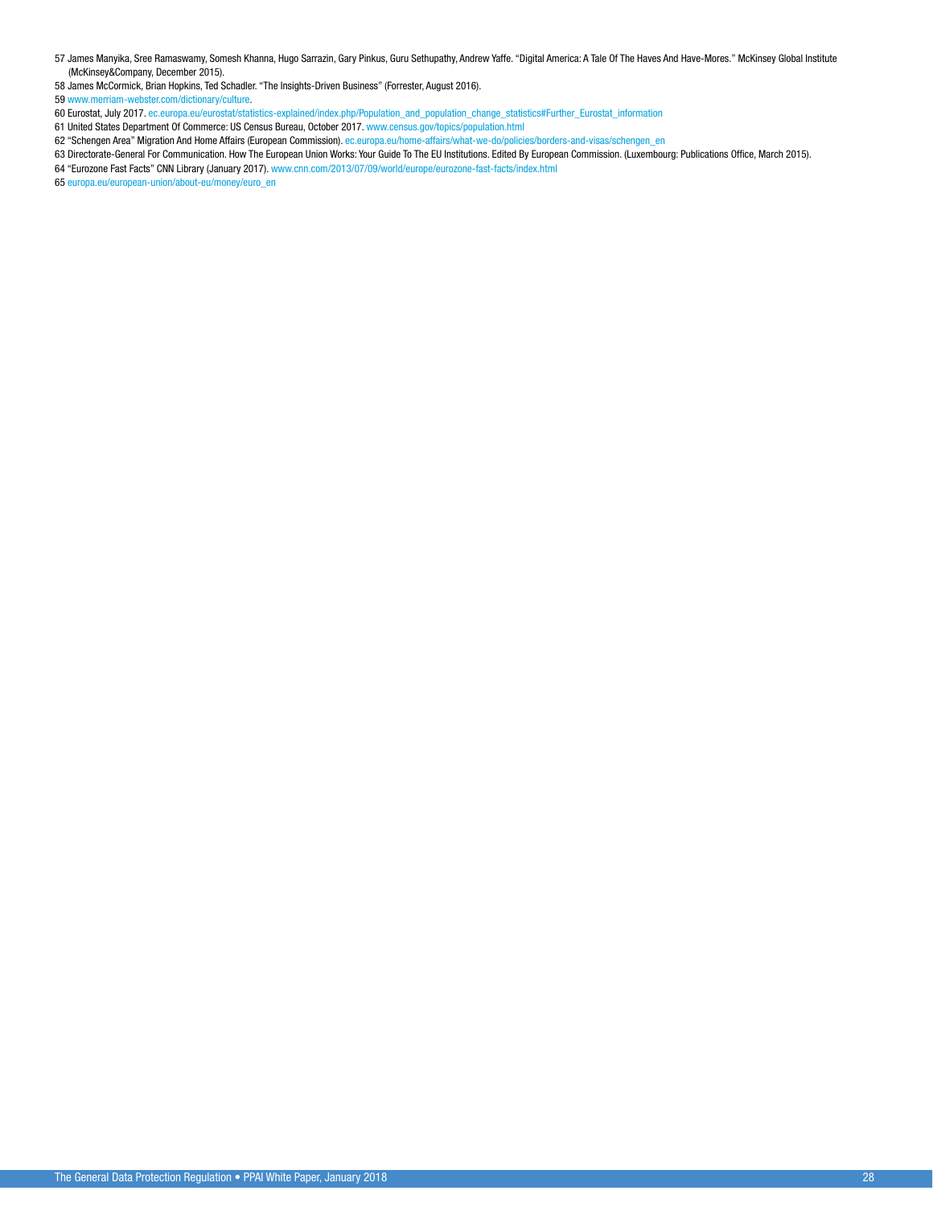57 James Manyika, Sree Ramaswamy, Somesh Khanna, Hugo Sarrazin, Gary Pinkus, Guru Sethupathy, Andrew Yaffe. "Digital America: A Tale Of The Haves And Have-Mores." McKinsey Global Institute (McKinsey&Company, December 2015).

58 James McCormick, Brian Hopkins, Ted Schadler. "The Insights-Driven Business" (Forrester, August 2016).

59 www.merriam-webster.com/dictionary/culture.

60 Eurostat, July 2017. ec.europa.eu/eurostat/statistics-explained/index.php/Population_and_population_change_statistics#Further_Eurostat_information

61 United States Department Of Commerce: US Census Bureau, October 2017. www.census.gov/topics/population.html

62 "Schengen Area" Migration And Home Affairs (European Commission). ec.europa.eu/home-affairs/what-we-do/policies/borders-and-visas/schengen_en

63 Directorate-General For Communication. How The European Union Works: Your Guide To The EU Institutions. Edited By European Commission. (Luxembourg: Publications Office, March 2015).

64 "Eurozone Fast Facts" CNN Library (January 2017). www.cnn.com/2013/07/09/world/europe/eurozone-fast-facts/index.html

65 europa.eu/european-union/about-eu/money/euro_en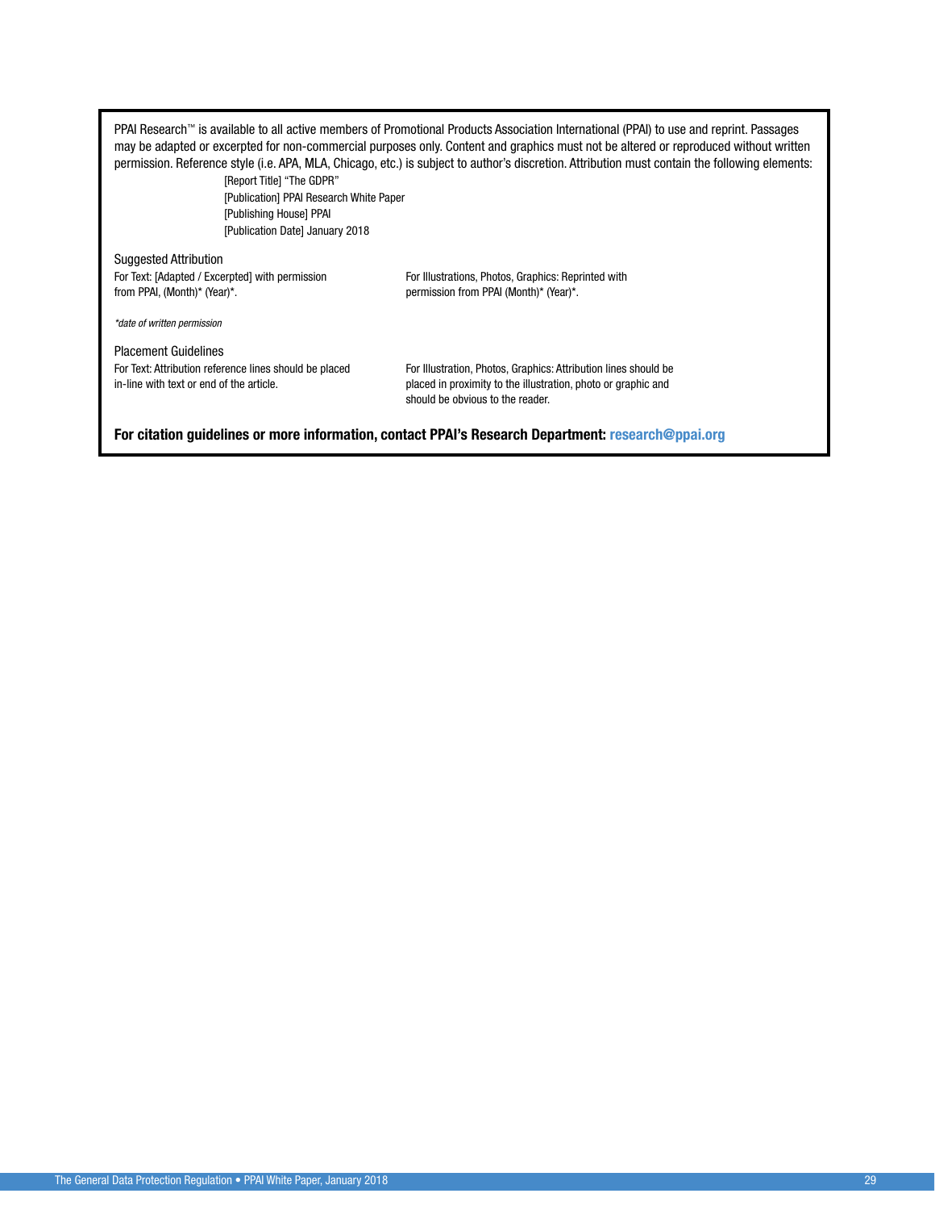PPAI Research™ is available to all active members of Promotional Products Association International (PPAI) to use and reprint. Passages may be adapted or excerpted for non-commercial purposes only. Content and graphics must not be altered or reproduced without written permission. Reference style (i.e. APA, MLA, Chicago, etc.) is subject to author's discretion. Attribution must contain the following elements:

[Report Title] "The GDPR"
[Publication] PPAI Research White Paper
[Publishing House] PPAI
[Publication Date] January 2018

Suggested Attribution

For Text: [Adapted / Excerpted] with permission from PPAI, (Month)* (Year)*.

For Illustrations, Photos, Graphics: Reprinted with permission from PPAI (Month)* (Year)*.

*\*date of written permission*

Placement Guidelines

For Text: Attribution reference lines should be placed in-line with text or end of the article.

For Illustration, Photos, Graphics: Attribution lines should be placed in proximity to the illustration, photo or graphic and should be obvious to the reader.

**For citation guidelines or more information, contact PPAI's Research Department: research@ppai.org**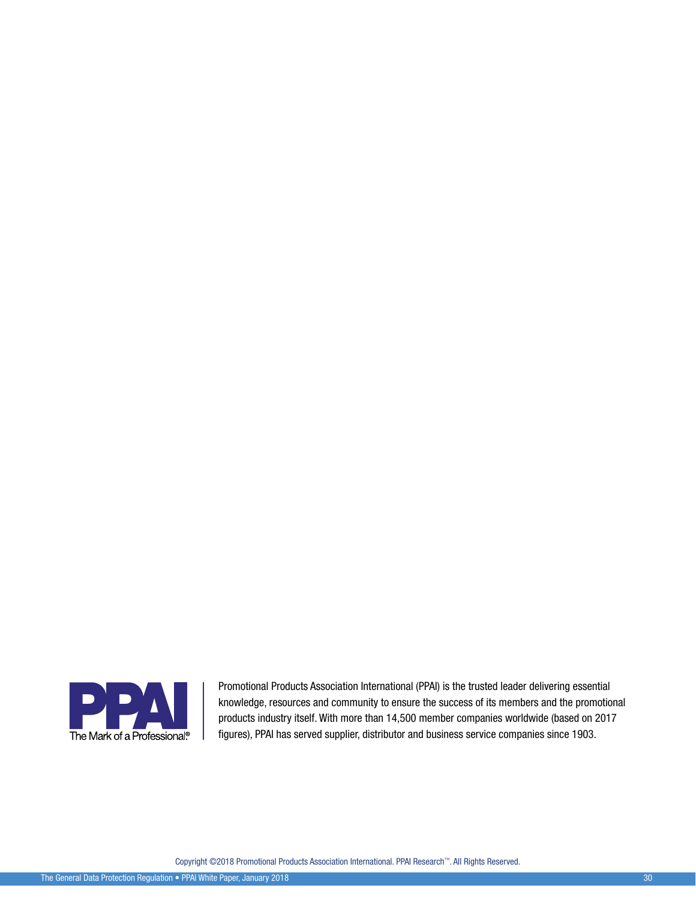PPAI

The Mark of a Professional®

Promotional Products Association International (PPAI) is the trusted leader delivering essential knowledge, resources and community to ensure the success of its members and the promotional products industry itself. With more than 14,500 member companies worldwide (based on 2017 figures), PPAI has served supplier, distributor and business service companies since 1903.

Copyright ©2018 Promotional Products Association International. PPAI Research™. All Rights Reserved.